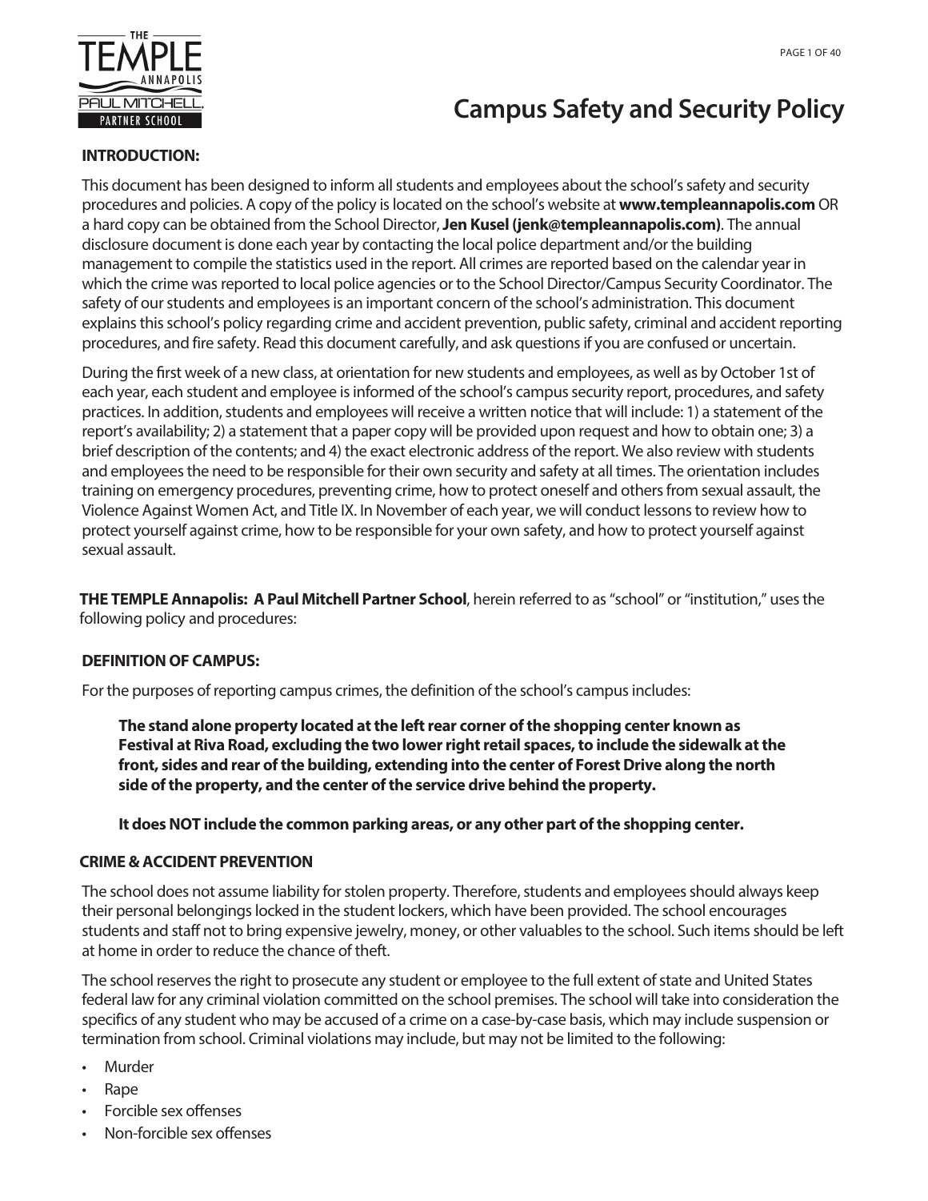# Campus Safety and Security Policy

### INTRODUCTION:

This document has been designed to inform all students and employees about the school's safety and security procedures and policies. A copy of the policy is located on the school's website at **www.templeannapolis.com** OR a hard copy can be obtained from the School Director, **Jen Kusel (jenk@templeannapolis.com)**. The annual disclosure document is done each year by contacting the local police department and/or the building management to compile the statistics used in the report. All crimes are reported based on the calendar year in which the crime was reported to local police agencies or to the School Director/Campus Security Coordinator. The safety of our students and employees is an important concern of the school's administration. This document explains this school's policy regarding crime and accident prevention, public safety, criminal and accident reporting procedures, and fire safety. Read this document carefully, and ask questions if you are confused or uncertain.

During the first week of a new class, at orientation for new students and employees, as well as by October 1st of each year, each student and employee is informed of the school's campus security report, procedures, and safety practices. In addition, students and employees will receive a written notice that will include: 1) a statement of the report's availability; 2) a statement that a paper copy will be provided upon request and how to obtain one; 3) a brief description of the contents; and 4) the exact electronic address of the report. We also review with students and employees the need to be responsible for their own security and safety at all times. The orientation includes training on emergency procedures, preventing crime, how to protect oneself and others from sexual assault, the Violence Against Women Act, and Title IX. In November of each year, we will conduct lessons to review how to protect yourself against crime, how to be responsible for your own safety, and how to protect yourself against sexual assault.

**THE TEMPLE Annapolis: A Paul Mitchell Partner School**, herein referred to as "school" or "institution," uses the following policy and procedures:

### DEFINITION OF CAMPUS:

For the purposes of reporting campus crimes, the definition of the school's campus includes:

> **The stand alone property located at the left rear corner of the shopping center known as Festival at Riva Road, excluding the two lower right retail spaces, to include the sidewalk at the front, sides and rear of the building, extending into the center of Forest Drive along the north side of the property, and the center of the service drive behind the property.**
>
> **It does NOT include the common parking areas, or any other part of the shopping center.**

### CRIME & ACCIDENT PREVENTION

The school does not assume liability for stolen property. Therefore, students and employees should always keep their personal belongings locked in the student lockers, which have been provided. The school encourages students and staff not to bring expensive jewelry, money, or other valuables to the school. Such items should be left at home in order to reduce the chance of theft.

The school reserves the right to prosecute any student or employee to the full extent of state and United States federal law for any criminal violation committed on the school premises. The school will take into consideration the specifics of any student who may be accused of a crime on a case-by-case basis, which may include suspension or termination from school. Criminal violations may include, but may not be limited to the following:

- Murder
- Rape
- Forcible sex offenses
- Non-forcible sex offenses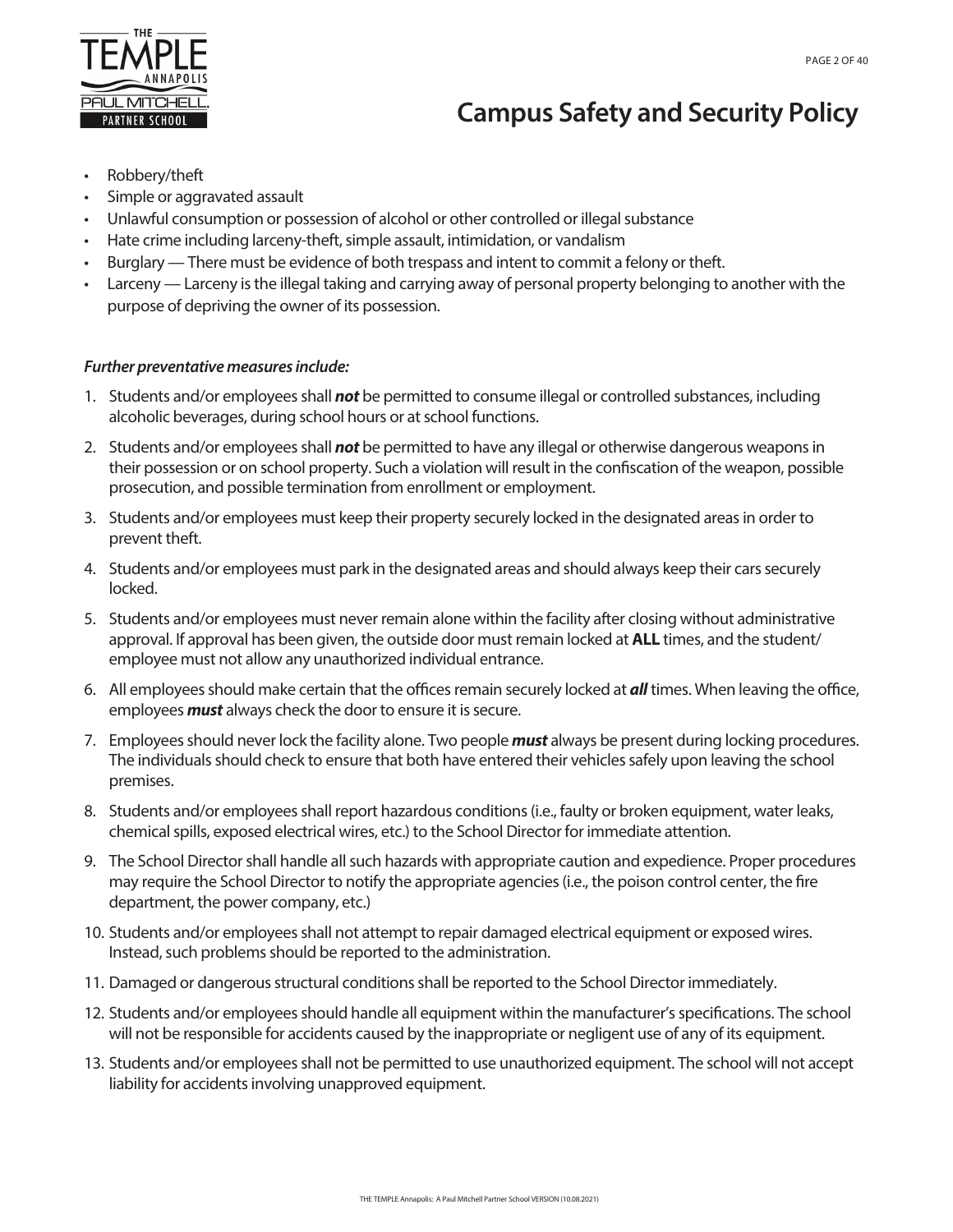- Robbery/theft
- Simple or aggravated assault
- Unlawful consumption or possession of alcohol or other controlled or illegal substance
- Hate crime including larceny-theft, simple assault, intimidation, or vandalism
- Burglary — There must be evidence of both trespass and intent to commit a felony or theft.
- Larceny — Larceny is the illegal taking and carrying away of personal property belonging to another with the purpose of depriving the owner of its possession.

***Further preventative measures include:***

1. Students and/or employees shall ***not*** be permitted to consume illegal or controlled substances, including alcoholic beverages, during school hours or at school functions.
2. Students and/or employees shall ***not*** be permitted to have any illegal or otherwise dangerous weapons in their possession or on school property. Such a violation will result in the confiscation of the weapon, possible prosecution, and possible termination from enrollment or employment.
3. Students and/or employees must keep their property securely locked in the designated areas in order to prevent theft.
4. Students and/or employees must park in the designated areas and should always keep their cars securely locked.
5. Students and/or employees must never remain alone within the facility after closing without administrative approval. If approval has been given, the outside door must remain locked at **ALL** times, and the student/employee must not allow any unauthorized individual entrance.
6. All employees should make certain that the offices remain securely locked at ***all*** times. When leaving the office, employees ***must*** always check the door to ensure it is secure.
7. Employees should never lock the facility alone. Two people ***must*** always be present during locking procedures. The individuals should check to ensure that both have entered their vehicles safely upon leaving the school premises.
8. Students and/or employees shall report hazardous conditions (i.e., faulty or broken equipment, water leaks, chemical spills, exposed electrical wires, etc.) to the School Director for immediate attention.
9. The School Director shall handle all such hazards with appropriate caution and expedience. Proper procedures may require the School Director to notify the appropriate agencies (i.e., the poison control center, the fire department, the power company, etc.)
10. Students and/or employees shall not attempt to repair damaged electrical equipment or exposed wires. Instead, such problems should be reported to the administration.
11. Damaged or dangerous structural conditions shall be reported to the School Director immediately.
12. Students and/or employees should handle all equipment within the manufacturer's specifications. The school will not be responsible for accidents caused by the inappropriate or negligent use of any of its equipment.
13. Students and/or employees shall not be permitted to use unauthorized equipment. The school will not accept liability for accidents involving unapproved equipment.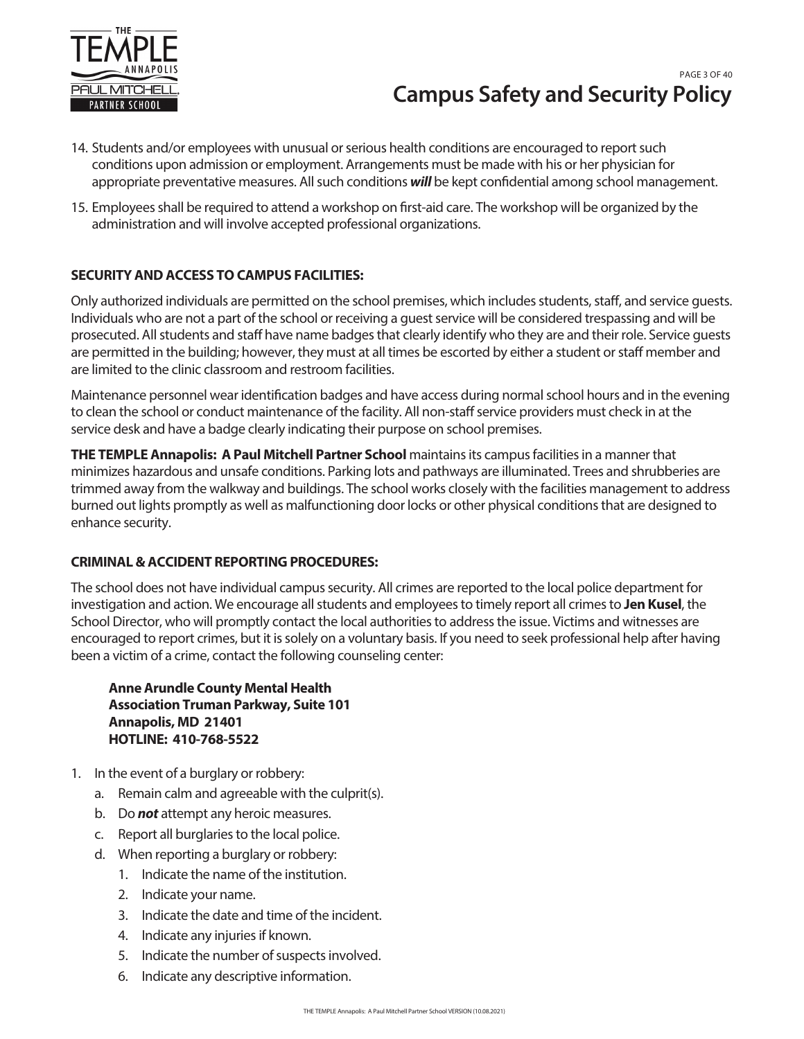14. Students and/or employees with unusual or serious health conditions are encouraged to report such conditions upon admission or employment. Arrangements must be made with his or her physician for appropriate preventative measures. All such conditions ***will*** be kept confidential among school management.
15. Employees shall be required to attend a workshop on first-aid care. The workshop will be organized by the administration and will involve accepted professional organizations.

**SECURITY AND ACCESS TO CAMPUS FACILITIES:**

Only authorized individuals are permitted on the school premises, which includes students, staff, and service guests. Individuals who are not a part of the school or receiving a guest service will be considered trespassing and will be prosecuted. All students and staff have name badges that clearly identify who they are and their role. Service guests are permitted in the building; however, they must at all times be escorted by either a student or staff member and are limited to the clinic classroom and restroom facilities.

Maintenance personnel wear identification badges and have access during normal school hours and in the evening to clean the school or conduct maintenance of the facility. All non-staff service providers must check in at the service desk and have a badge clearly indicating their purpose on school premises.

**THE TEMPLE Annapolis: A Paul Mitchell Partner School** maintains its campus facilities in a manner that minimizes hazardous and unsafe conditions. Parking lots and pathways are illuminated. Trees and shrubberies are trimmed away from the walkway and buildings. The school works closely with the facilities management to address burned out lights promptly as well as malfunctioning door locks or other physical conditions that are designed to enhance security.

**CRIMINAL & ACCIDENT REPORTING PROCEDURES:**

The school does not have individual campus security. All crimes are reported to the local police department for investigation and action. We encourage all students and employees to timely report all crimes to **Jen Kusel**, the School Director, who will promptly contact the local authorities to address the issue. Victims and witnesses are encouraged to report crimes, but it is solely on a voluntary basis. If you need to seek professional help after having been a victim of a crime, contact the following counseling center:

> **Anne Arundle County Mental Health**
> **Association Truman Parkway, Suite 101**
> **Annapolis, MD 21401**
> **HOTLINE: 410-768-5522**

1. In the event of a burglary or robbery:
   a. Remain calm and agreeable with the culprit(s).
   b. Do ***not*** attempt any heroic measures.
   c. Report all burglaries to the local police.
   d. When reporting a burglary or robbery:
      1. Indicate the name of the institution.
      2. Indicate your name.
      3. Indicate the date and time of the incident.
      4. Indicate any injuries if known.
      5. Indicate the number of suspects involved.
      6. Indicate any descriptive information.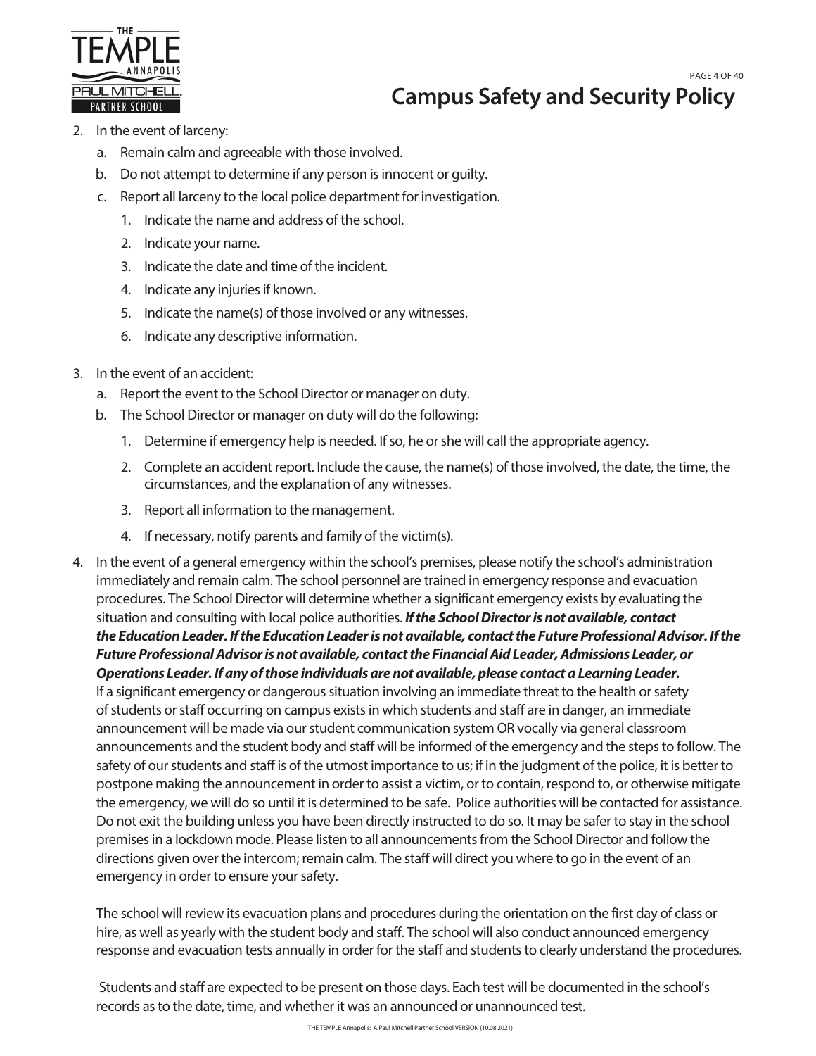2. In the event of larceny:
   a. Remain calm and agreeable with those involved.
   b. Do not attempt to determine if any person is innocent or guilty.
   c. Report all larceny to the local police department for investigation.
      1. Indicate the name and address of the school.
      2. Indicate your name.
      3. Indicate the date and time of the incident.
      4. Indicate any injuries if known.
      5. Indicate the name(s) of those involved or any witnesses.
      6. Indicate any descriptive information.

3. In the event of an accident:
   a. Report the event to the School Director or manager on duty.
   b. The School Director or manager on duty will do the following:
      1. Determine if emergency help is needed. If so, he or she will call the appropriate agency.
      2. Complete an accident report. Include the cause, the name(s) of those involved, the date, the time, the circumstances, and the explanation of any witnesses.
      3. Report all information to the management.
      4. If necessary, notify parents and family of the victim(s).

4. In the event of a general emergency within the school's premises, please notify the school's administration immediately and remain calm. The school personnel are trained in emergency response and evacuation procedures. The School Director will determine whether a significant emergency exists by evaluating the situation and consulting with local police authorities. ***If the School Director is not available, contact the Education Leader. If the Education Leader is not available, contact the Future Professional Advisor. If the Future Professional Advisor is not available, contact the Financial Aid Leader, Admissions Leader, or Operations Leader. If any of those individuals are not available, please contact a Learning Leader.*** If a significant emergency or dangerous situation involving an immediate threat to the health or safety of students or staff occurring on campus exists in which students and staff are in danger, an immediate announcement will be made via our student communication system OR vocally via general classroom announcements and the student body and staff will be informed of the emergency and the steps to follow. The safety of our students and staff is of the utmost importance to us; if in the judgment of the police, it is better to postpone making the announcement in order to assist a victim, or to contain, respond to, or otherwise mitigate the emergency, we will do so until it is determined to be safe. Police authorities will be contacted for assistance. Do not exit the building unless you have been directly instructed to do so. It may be safer to stay in the school premises in a lockdown mode. Please listen to all announcements from the School Director and follow the directions given over the intercom; remain calm. The staff will direct you where to go in the event of an emergency in order to ensure your safety.

   The school will review its evacuation plans and procedures during the orientation on the first day of class or hire, as well as yearly with the student body and staff. The school will also conduct announced emergency response and evacuation tests annually in order for the staff and students to clearly understand the procedures.

   Students and staff are expected to be present on those days. Each test will be documented in the school's records as to the date, time, and whether it was an announced or unannounced test.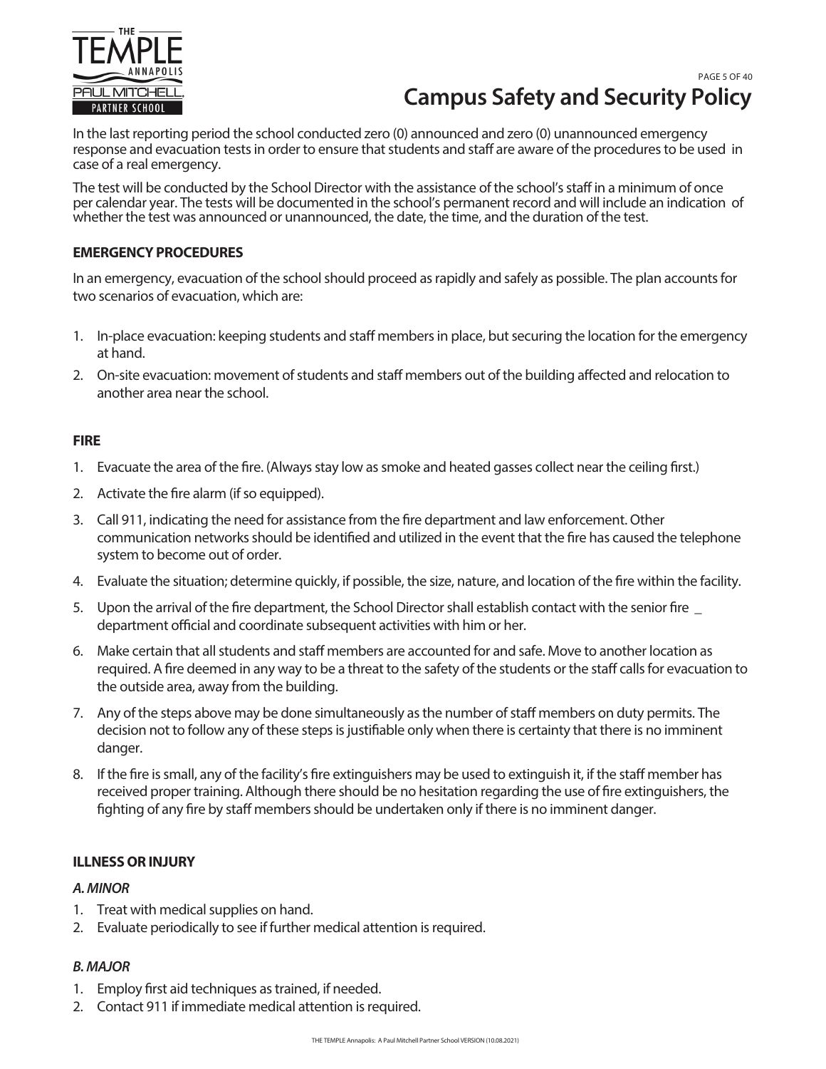In the last reporting period the school conducted zero (0) announced and zero (0) unannounced emergency response and evacuation tests in order to ensure that students and staff are aware of the procedures to be used in case of a real emergency.

The test will be conducted by the School Director with the assistance of the school's staff in a minimum of once per calendar year. The tests will be documented in the school's permanent record and will include an indication of whether the test was announced or unannounced, the date, the time, and the duration of the test.

## EMERGENCY PROCEDURES

In an emergency, evacuation of the school should proceed as rapidly and safely as possible. The plan accounts for two scenarios of evacuation, which are:

1. In-place evacuation: keeping students and staff members in place, but securing the location for the emergency at hand.
2. On-site evacuation: movement of students and staff members out of the building affected and relocation to another area near the school.

## FIRE

1. Evacuate the area of the fire. (Always stay low as smoke and heated gasses collect near the ceiling first.)
2. Activate the fire alarm (if so equipped).
3. Call 911, indicating the need for assistance from the fire department and law enforcement. Other communication networks should be identified and utilized in the event that the fire has caused the telephone system to become out of order.
4. Evaluate the situation; determine quickly, if possible, the size, nature, and location of the fire within the facility.
5. Upon the arrival of the fire department, the School Director shall establish contact with the senior fire _ department official and coordinate subsequent activities with him or her.
6. Make certain that all students and staff members are accounted for and safe. Move to another location as required. A fire deemed in any way to be a threat to the safety of the students or the staff calls for evacuation to the outside area, away from the building.
7. Any of the steps above may be done simultaneously as the number of staff members on duty permits. The decision not to follow any of these steps is justifiable only when there is certainty that there is no imminent danger.
8. If the fire is small, any of the facility's fire extinguishers may be used to extinguish it, if the staff member has received proper training. Although there should be no hesitation regarding the use of fire extinguishers, the fighting of any fire by staff members should be undertaken only if there is no imminent danger.

## ILLNESS OR INJURY

### *A. MINOR*

1. Treat with medical supplies on hand.
2. Evaluate periodically to see if further medical attention is required.

### *B. MAJOR*

1. Employ first aid techniques as trained, if needed.
2. Contact 911 if immediate medical attention is required.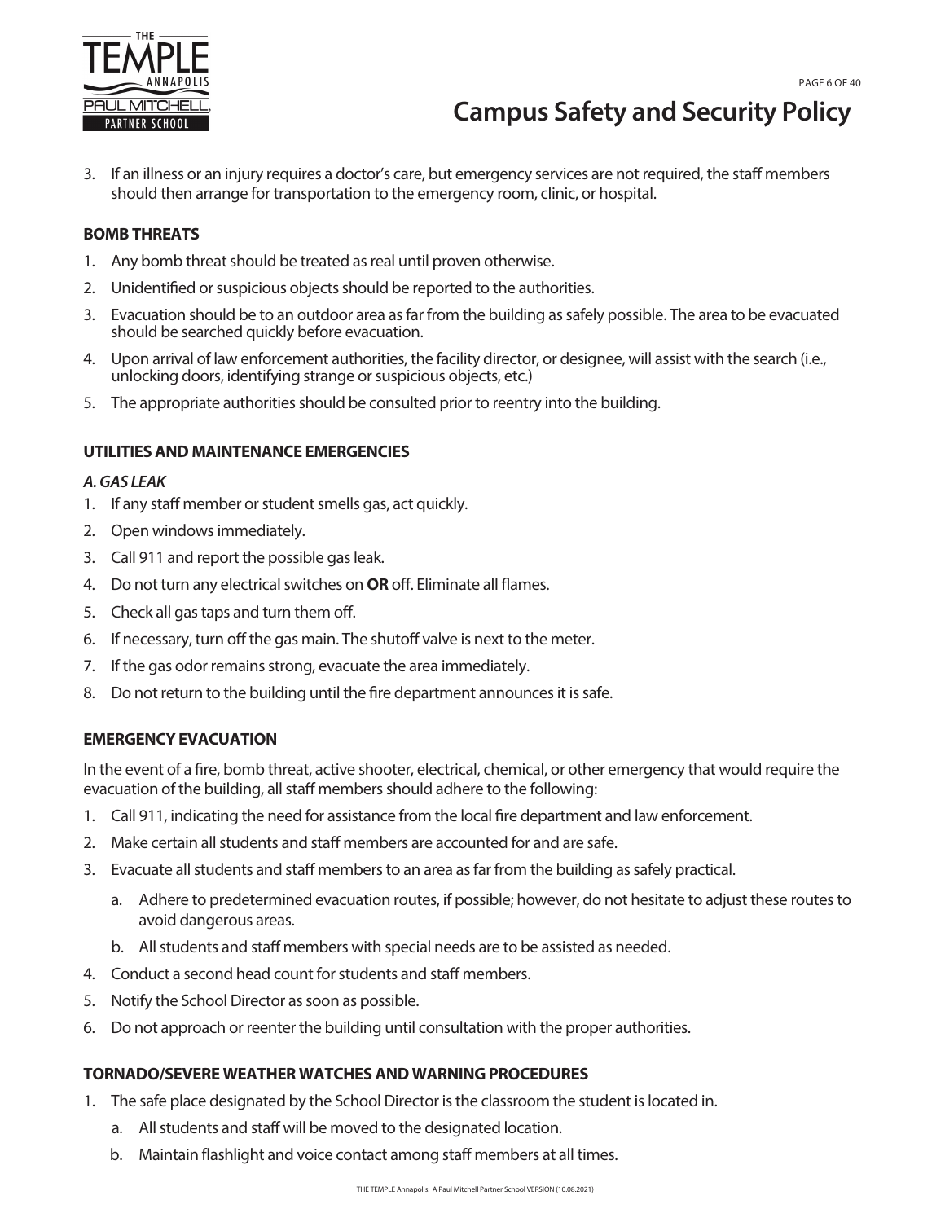3. If an illness or an injury requires a doctor's care, but emergency services are not required, the staff members should then arrange for transportation to the emergency room, clinic, or hospital.

### BOMB THREATS

1. Any bomb threat should be treated as real until proven otherwise.
2. Unidentified or suspicious objects should be reported to the authorities.
3. Evacuation should be to an outdoor area as far from the building as safely possible. The area to be evacuated should be searched quickly before evacuation.
4. Upon arrival of law enforcement authorities, the facility director, or designee, will assist with the search (i.e., unlocking doors, identifying strange or suspicious objects, etc.)
5. The appropriate authorities should be consulted prior to reentry into the building.

### UTILITIES AND MAINTENANCE EMERGENCIES

#### *A. GAS LEAK*

1. If any staff member or student smells gas, act quickly.
2. Open windows immediately.
3. Call 911 and report the possible gas leak.
4. Do not turn any electrical switches on **OR** off. Eliminate all flames.
5. Check all gas taps and turn them off.
6. If necessary, turn off the gas main. The shutoff valve is next to the meter.
7. If the gas odor remains strong, evacuate the area immediately.
8. Do not return to the building until the fire department announces it is safe.

### EMERGENCY EVACUATION

In the event of a fire, bomb threat, active shooter, electrical, chemical, or other emergency that would require the evacuation of the building, all staff members should adhere to the following:

1. Call 911, indicating the need for assistance from the local fire department and law enforcement.
2. Make certain all students and staff members are accounted for and are safe.
3. Evacuate all students and staff members to an area as far from the building as safely practical.
   a. Adhere to predetermined evacuation routes, if possible; however, do not hesitate to adjust these routes to avoid dangerous areas.
   b. All students and staff members with special needs are to be assisted as needed.
4. Conduct a second head count for students and staff members.
5. Notify the School Director as soon as possible.
6. Do not approach or reenter the building until consultation with the proper authorities.

### TORNADO/SEVERE WEATHER WATCHES AND WARNING PROCEDURES

1. The safe place designated by the School Director is the classroom the student is located in.
   a. All students and staff will be moved to the designated location.
   b. Maintain flashlight and voice contact among staff members at all times.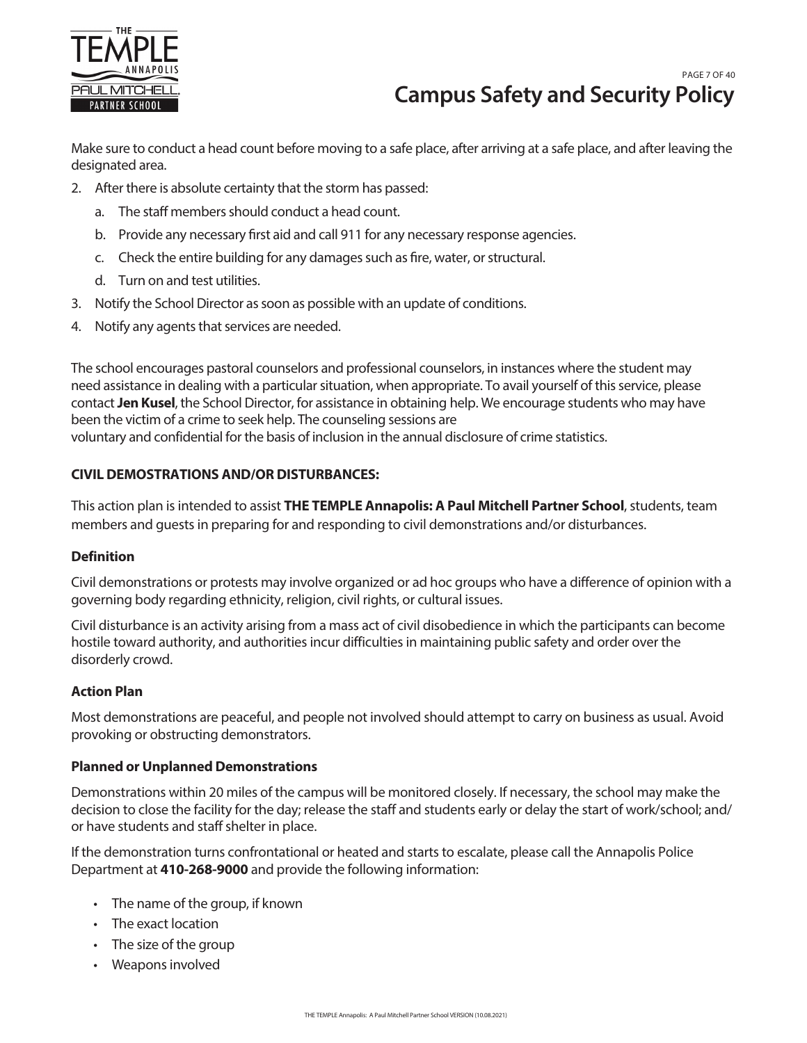Make sure to conduct a head count before moving to a safe place, after arriving at a safe place, and after leaving the designated area.

2. After there is absolute certainty that the storm has passed:
   a. The staff members should conduct a head count.
   b. Provide any necessary first aid and call 911 for any necessary response agencies.
   c. Check the entire building for any damages such as fire, water, or structural.
   d. Turn on and test utilities.
3. Notify the School Director as soon as possible with an update of conditions.
4. Notify any agents that services are needed.

The school encourages pastoral counselors and professional counselors, in instances where the student may need assistance in dealing with a particular situation, when appropriate. To avail yourself of this service, please contact **Jen Kusel**, the School Director, for assistance in obtaining help. We encourage students who may have been the victim of a crime to seek help. The counseling sessions are voluntary and confidential for the basis of inclusion in the annual disclosure of crime statistics.

**CIVIL DEMOSTRATIONS AND/OR DISTURBANCES:**

This action plan is intended to assist **THE TEMPLE Annapolis: A Paul Mitchell Partner School**, students, team members and guests in preparing for and responding to civil demonstrations and/or disturbances.

**Definition**

Civil demonstrations or protests may involve organized or ad hoc groups who have a difference of opinion with a governing body regarding ethnicity, religion, civil rights, or cultural issues.

Civil disturbance is an activity arising from a mass act of civil disobedience in which the participants can become hostile toward authority, and authorities incur difficulties in maintaining public safety and order over the disorderly crowd.

**Action Plan**

Most demonstrations are peaceful, and people not involved should attempt to carry on business as usual. Avoid provoking or obstructing demonstrators.

**Planned or Unplanned Demonstrations**

Demonstrations within 20 miles of the campus will be monitored closely. If necessary, the school may make the decision to close the facility for the day; release the staff and students early or delay the start of work/school; and/or have students and staff shelter in place.

If the demonstration turns confrontational or heated and starts to escalate, please call the Annapolis Police Department at **410-268-9000** and provide the following information:

- The name of the group, if known
- The exact location
- The size of the group
- Weapons involved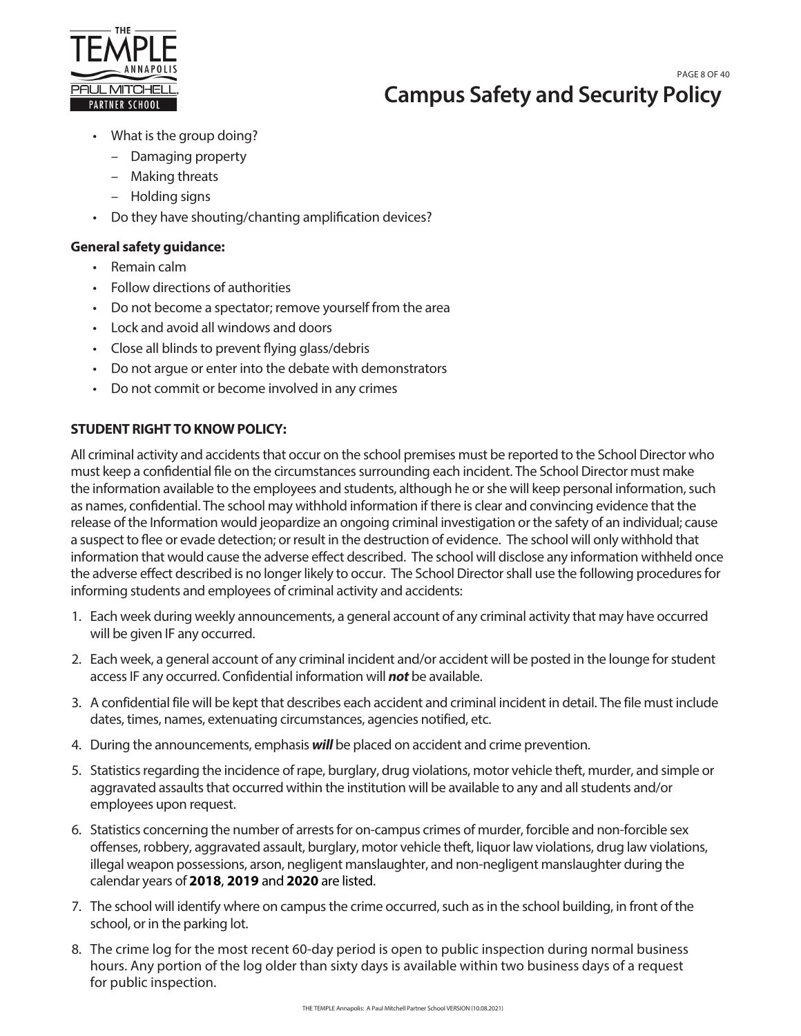- What is the group doing?
  - Damaging property
  - Making threats
  - Holding signs
- Do they have shouting/chanting amplification devices?

**General safety guidance:**

- Remain calm
- Follow directions of authorities
- Do not become a spectator; remove yourself from the area
- Lock and avoid all windows and doors
- Close all blinds to prevent flying glass/debris
- Do not argue or enter into the debate with demonstrators
- Do not commit or become involved in any crimes

**STUDENT RIGHT TO KNOW POLICY:**

All criminal activity and accidents that occur on the school premises must be reported to the School Director who must keep a confidential file on the circumstances surrounding each incident. The School Director must make the information available to the employees and students, although he or she will keep personal information, such as names, confidential. The school may withhold information if there is clear and convincing evidence that the release of the Information would jeopardize an ongoing criminal investigation or the safety of an individual; cause a suspect to flee or evade detection; or result in the destruction of evidence. The school will only withhold that information that would cause the adverse effect described. The school will disclose any information withheld once the adverse effect described is no longer likely to occur. The School Director shall use the following procedures for informing students and employees of criminal activity and accidents:

1. Each week during weekly announcements, a general account of any criminal activity that may have occurred will be given IF any occurred.
2. Each week, a general account of any criminal incident and/or accident will be posted in the lounge for student access IF any occurred. Confidential information will ***not*** be available.
3. A confidential file will be kept that describes each accident and criminal incident in detail. The file must include dates, times, names, extenuating circumstances, agencies notified, etc.
4. During the announcements, emphasis ***will*** be placed on accident and crime prevention.
5. Statistics regarding the incidence of rape, burglary, drug violations, motor vehicle theft, murder, and simple or aggravated assaults that occurred within the institution will be available to any and all students and/or employees upon request.
6. Statistics concerning the number of arrests for on-campus crimes of murder, forcible and non-forcible sex offenses, robbery, aggravated assault, burglary, motor vehicle theft, liquor law violations, drug law violations, illegal weapon possessions, arson, negligent manslaughter, and non-negligent manslaughter during the calendar years of **2018**, **2019** and **2020** are listed.
7. The school will identify where on campus the crime occurred, such as in the school building, in front of the school, or in the parking lot.
8. The crime log for the most recent 60-day period is open to public inspection during normal business hours. Any portion of the log older than sixty days is available within two business days of a request for public inspection.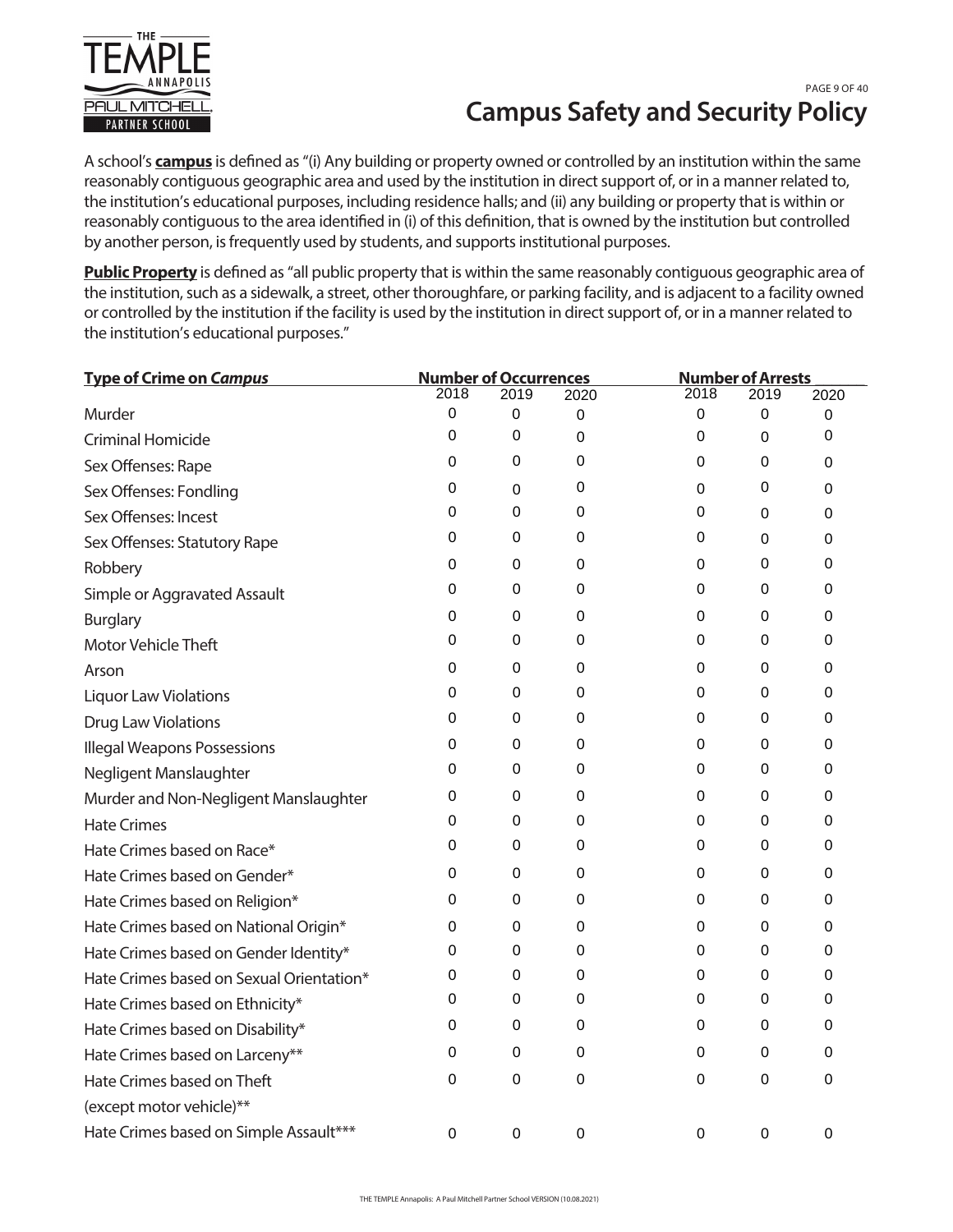# Campus Safety and Security Policy

A school's **campus** is defined as "(i) Any building or property owned or controlled by an institution within the same reasonably contiguous geographic area and used by the institution in direct support of, or in a manner related to, the institution's educational purposes, including residence halls; and (ii) any building or property that is within or reasonably contiguous to the area identified in (i) of this definition, that is owned by the institution but controlled by another person, is frequently used by students, and supports institutional purposes.

**Public Property** is defined as "all public property that is within the same reasonably contiguous geographic area of the institution, such as a sidewalk, a street, other thoroughfare, or parking facility, and is adjacent to a facility owned or controlled by the institution if the facility is used by the institution in direct support of, or in a manner related to the institution's educational purposes."

| Type of Crime on *Campus* | Number of Occurrences | | | Number of Arrests | | |
|---|---|---|---|---|---|---|
| | 2018 | 2019 | 2020 | 2018 | 2019 | 2020 |
| Murder | 0 | 0 | 0 | 0 | 0 | 0 |
| Criminal Homicide | 0 | 0 | 0 | 0 | 0 | 0 |
| Sex Offenses: Rape | 0 | 0 | 0 | 0 | 0 | 0 |
| Sex Offenses: Fondling | 0 | 0 | 0 | 0 | 0 | 0 |
| Sex Offenses: Incest | 0 | 0 | 0 | 0 | 0 | 0 |
| Sex Offenses: Statutory Rape | 0 | 0 | 0 | 0 | 0 | 0 |
| Robbery | 0 | 0 | 0 | 0 | 0 | 0 |
| Simple or Aggravated Assault | 0 | 0 | 0 | 0 | 0 | 0 |
| Burglary | 0 | 0 | 0 | 0 | 0 | 0 |
| Motor Vehicle Theft | 0 | 0 | 0 | 0 | 0 | 0 |
| Arson | 0 | 0 | 0 | 0 | 0 | 0 |
| Liquor Law Violations | 0 | 0 | 0 | 0 | 0 | 0 |
| Drug Law Violations | 0 | 0 | 0 | 0 | 0 | 0 |
| Illegal Weapons Possessions | 0 | 0 | 0 | 0 | 0 | 0 |
| Negligent Manslaughter | 0 | 0 | 0 | 0 | 0 | 0 |
| Murder and Non-Negligent Manslaughter | 0 | 0 | 0 | 0 | 0 | 0 |
| Hate Crimes | 0 | 0 | 0 | 0 | 0 | 0 |
| Hate Crimes based on Race* | 0 | 0 | 0 | 0 | 0 | 0 |
| Hate Crimes based on Gender* | 0 | 0 | 0 | 0 | 0 | 0 |
| Hate Crimes based on Religion* | 0 | 0 | 0 | 0 | 0 | 0 |
| Hate Crimes based on National Origin* | 0 | 0 | 0 | 0 | 0 | 0 |
| Hate Crimes based on Gender Identity* | 0 | 0 | 0 | 0 | 0 | 0 |
| Hate Crimes based on Sexual Orientation* | 0 | 0 | 0 | 0 | 0 | 0 |
| Hate Crimes based on Ethnicity* | 0 | 0 | 0 | 0 | 0 | 0 |
| Hate Crimes based on Disability* | 0 | 0 | 0 | 0 | 0 | 0 |
| Hate Crimes based on Larceny** | 0 | 0 | 0 | 0 | 0 | 0 |
| Hate Crimes based on Theft (except motor vehicle)** | 0 | 0 | 0 | 0 | 0 | 0 |
| Hate Crimes based on Simple Assault*** | 0 | 0 | 0 | 0 | 0 | 0 |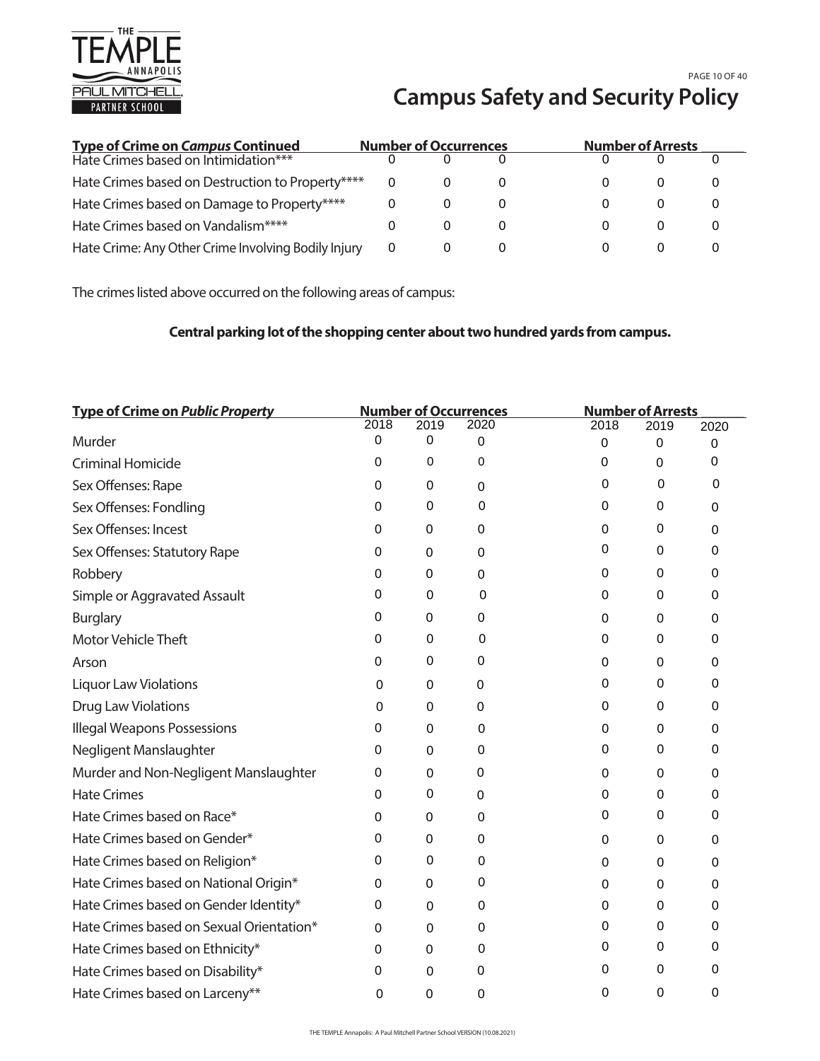# Campus Safety and Security Policy

| **Type of Crime on *Campus* Continued** | **Number of Occurrences** | | | **Number of Arrests** | | |
|---|---|---|---|---|---|---|
| Hate Crimes based on Intimidation*** | 0 | 0 | 0 | 0 | 0 | 0 |
| Hate Crimes based on Destruction to Property**** | 0 | 0 | 0 | 0 | 0 | 0 |
| Hate Crimes based on Damage to Property**** | 0 | 0 | 0 | 0 | 0 | 0 |
| Hate Crimes based on Vandalism**** | 0 | 0 | 0 | 0 | 0 | 0 |
| Hate Crime: Any Other Crime Involving Bodily Injury | 0 | 0 | 0 | 0 | 0 | 0 |

The crimes listed above occurred on the following areas of campus:

**Central parking lot of the shopping center about two hundred yards from campus.**

| **Type of Crime on *Public Property*** | **Number of Occurrences** | | | **Number of Arrests** | | |
|---|---|---|---|---|---|---|
| | 2018 | 2019 | 2020 | 2018 | 2019 | 2020 |
| Murder | 0 | 0 | 0 | 0 | 0 | 0 |
| Criminal Homicide | 0 | 0 | 0 | 0 | 0 | 0 |
| Sex Offenses: Rape | 0 | 0 | 0 | 0 | 0 | 0 |
| Sex Offenses: Fondling | 0 | 0 | 0 | 0 | 0 | 0 |
| Sex Offenses: Incest | 0 | 0 | 0 | 0 | 0 | 0 |
| Sex Offenses: Statutory Rape | 0 | 0 | 0 | 0 | 0 | 0 |
| Robbery | 0 | 0 | 0 | 0 | 0 | 0 |
| Simple or Aggravated Assault | 0 | 0 | 0 | 0 | 0 | 0 |
| Burglary | 0 | 0 | 0 | 0 | 0 | 0 |
| Motor Vehicle Theft | 0 | 0 | 0 | 0 | 0 | 0 |
| Arson | 0 | 0 | 0 | 0 | 0 | 0 |
| Liquor Law Violations | 0 | 0 | 0 | 0 | 0 | 0 |
| Drug Law Violations | 0 | 0 | 0 | 0 | 0 | 0 |
| Illegal Weapons Possessions | 0 | 0 | 0 | 0 | 0 | 0 |
| Negligent Manslaughter | 0 | 0 | 0 | 0 | 0 | 0 |
| Murder and Non-Negligent Manslaughter | 0 | 0 | 0 | 0 | 0 | 0 |
| Hate Crimes | 0 | 0 | 0 | 0 | 0 | 0 |
| Hate Crimes based on Race* | 0 | 0 | 0 | 0 | 0 | 0 |
| Hate Crimes based on Gender* | 0 | 0 | 0 | 0 | 0 | 0 |
| Hate Crimes based on Religion* | 0 | 0 | 0 | 0 | 0 | 0 |
| Hate Crimes based on National Origin* | 0 | 0 | 0 | 0 | 0 | 0 |
| Hate Crimes based on Gender Identity* | 0 | 0 | 0 | 0 | 0 | 0 |
| Hate Crimes based on Sexual Orientation* | 0 | 0 | 0 | 0 | 0 | 0 |
| Hate Crimes based on Ethnicity* | 0 | 0 | 0 | 0 | 0 | 0 |
| Hate Crimes based on Disability* | 0 | 0 | 0 | 0 | 0 | 0 |
| Hate Crimes based on Larceny** | 0 | 0 | 0 | 0 | 0 | 0 |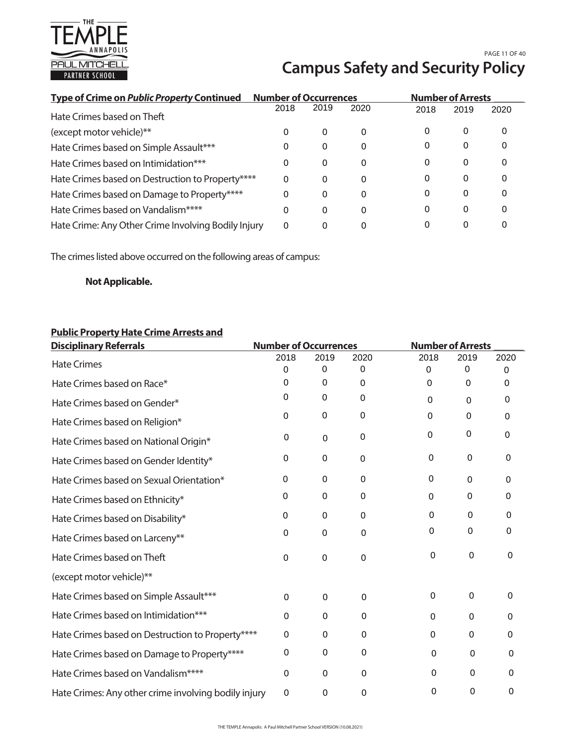## Campus Safety and Security Policy

| Type of Crime on *Public Property* Continued | Number of Occurrences | | | Number of Arrests | | |
|---|---|---|---|---|---|---|
| | 2018 | 2019 | 2020 | 2018 | 2019 | 2020 |
| Hate Crimes based on Theft (except motor vehicle)** | 0 | 0 | 0 | 0 | 0 | 0 |
| Hate Crimes based on Simple Assault*** | 0 | 0 | 0 | 0 | 0 | 0 |
| Hate Crimes based on Intimidation*** | 0 | 0 | 0 | 0 | 0 | 0 |
| Hate Crimes based on Destruction to Property**** | 0 | 0 | 0 | 0 | 0 | 0 |
| Hate Crimes based on Damage to Property**** | 0 | 0 | 0 | 0 | 0 | 0 |
| Hate Crimes based on Vandalism**** | 0 | 0 | 0 | 0 | 0 | 0 |
| Hate Crime: Any Other Crime Involving Bodily Injury | 0 | 0 | 0 | 0 | 0 | 0 |

The crimes listed above occurred on the following areas of campus:

**Not Applicable.**

| Public Property Hate Crime Arrests and Disciplinary Referrals | Number of Occurrences | | | Number of Arrests | | |
|---|---|---|---|---|---|---|
| | 2018 | 2019 | 2020 | 2018 | 2019 | 2020 |
| Hate Crimes | 0 | 0 | 0 | 0 | 0 | 0 |
| Hate Crimes based on Race* | 0 | 0 | 0 | 0 | 0 | 0 |
| Hate Crimes based on Gender* | 0 | 0 | 0 | 0 | 0 | 0 |
| Hate Crimes based on Religion* | 0 | 0 | 0 | 0 | 0 | 0 |
| Hate Crimes based on National Origin* | 0 | 0 | 0 | 0 | 0 | 0 |
| Hate Crimes based on Gender Identity* | 0 | 0 | 0 | 0 | 0 | 0 |
| Hate Crimes based on Sexual Orientation* | 0 | 0 | 0 | 0 | 0 | 0 |
| Hate Crimes based on Ethnicity* | 0 | 0 | 0 | 0 | 0 | 0 |
| Hate Crimes based on Disability* | 0 | 0 | 0 | 0 | 0 | 0 |
| Hate Crimes based on Larceny** | 0 | 0 | 0 | 0 | 0 | 0 |
| Hate Crimes based on Theft (except motor vehicle)** | 0 | 0 | 0 | 0 | 0 | 0 |
| Hate Crimes based on Simple Assault*** | 0 | 0 | 0 | 0 | 0 | 0 |
| Hate Crimes based on Intimidation*** | 0 | 0 | 0 | 0 | 0 | 0 |
| Hate Crimes based on Destruction to Property**** | 0 | 0 | 0 | 0 | 0 | 0 |
| Hate Crimes based on Damage to Property**** | 0 | 0 | 0 | 0 | 0 | 0 |
| Hate Crimes based on Vandalism**** | 0 | 0 | 0 | 0 | 0 | 0 |
| Hate Crimes: Any other crime involving bodily injury | 0 | 0 | 0 | 0 | 0 | 0 |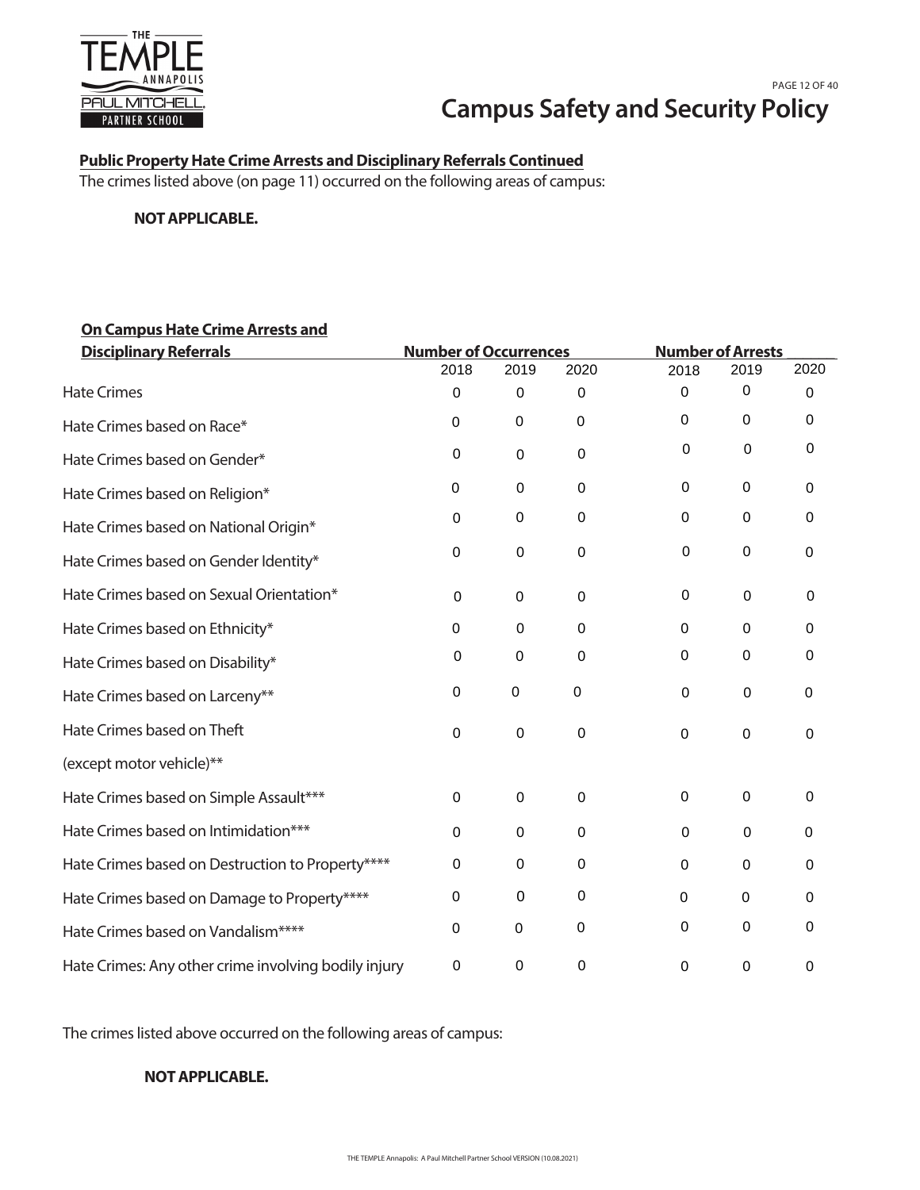**Public Property Hate Crime Arrests and Disciplinary Referrals Continued**

The crimes listed above (on page 11) occurred on the following areas of campus:

**NOT APPLICABLE.**

| **On Campus Hate Crime Arrests and Disciplinary Referrals** | **Number of Occurrences** | | | **Number of Arrests** | | |
|---|---|---|---|---|---|---|
| | 2018 | 2019 | 2020 | 2018 | 2019 | 2020 |
| Hate Crimes | 0 | 0 | 0 | 0 | 0 | 0 |
| Hate Crimes based on Race* | 0 | 0 | 0 | 0 | 0 | 0 |
| Hate Crimes based on Gender* | 0 | 0 | 0 | 0 | 0 | 0 |
| Hate Crimes based on Religion* | 0 | 0 | 0 | 0 | 0 | 0 |
| Hate Crimes based on National Origin* | 0 | 0 | 0 | 0 | 0 | 0 |
| Hate Crimes based on Gender Identity* | 0 | 0 | 0 | 0 | 0 | 0 |
| Hate Crimes based on Sexual Orientation* | 0 | 0 | 0 | 0 | 0 | 0 |
| Hate Crimes based on Ethnicity* | 0 | 0 | 0 | 0 | 0 | 0 |
| Hate Crimes based on Disability* | 0 | 0 | 0 | 0 | 0 | 0 |
| Hate Crimes based on Larceny** | 0 | 0 | 0 | 0 | 0 | 0 |
| Hate Crimes based on Theft (except motor vehicle)** | 0 | 0 | 0 | 0 | 0 | 0 |
| Hate Crimes based on Simple Assault*** | 0 | 0 | 0 | 0 | 0 | 0 |
| Hate Crimes based on Intimidation*** | 0 | 0 | 0 | 0 | 0 | 0 |
| Hate Crimes based on Destruction to Property**** | 0 | 0 | 0 | 0 | 0 | 0 |
| Hate Crimes based on Damage to Property**** | 0 | 0 | 0 | 0 | 0 | 0 |
| Hate Crimes based on Vandalism**** | 0 | 0 | 0 | 0 | 0 | 0 |
| Hate Crimes: Any other crime involving bodily injury | 0 | 0 | 0 | 0 | 0 | 0 |

The crimes listed above occurred on the following areas of campus:

**NOT APPLICABLE.**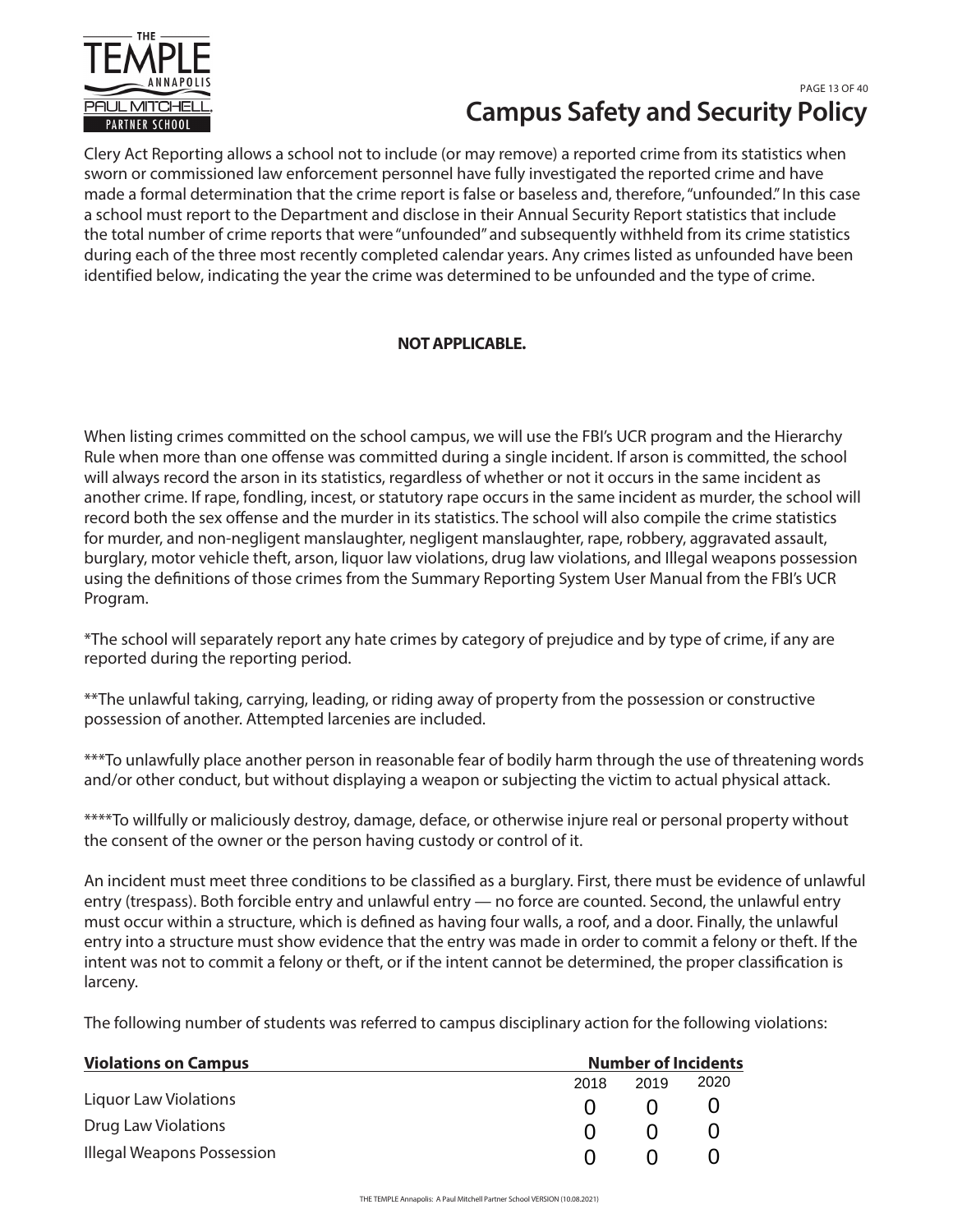Clery Act Reporting allows a school not to include (or may remove) a reported crime from its statistics when sworn or commissioned law enforcement personnel have fully investigated the reported crime and have made a formal determination that the crime report is false or baseless and, therefore, "unfounded." In this case a school must report to the Department and disclose in their Annual Security Report statistics that include the total number of crime reports that were "unfounded" and subsequently withheld from its crime statistics during each of the three most recently completed calendar years. Any crimes listed as unfounded have been identified below, indicating the year the crime was determined to be unfounded and the type of crime.

**NOT APPLICABLE.**

When listing crimes committed on the school campus, we will use the FBI's UCR program and the Hierarchy Rule when more than one offense was committed during a single incident. If arson is committed, the school will always record the arson in its statistics, regardless of whether or not it occurs in the same incident as another crime. If rape, fondling, incest, or statutory rape occurs in the same incident as murder, the school will record both the sex offense and the murder in its statistics. The school will also compile the crime statistics for murder, and non-negligent manslaughter, negligent manslaughter, rape, robbery, aggravated assault, burglary, motor vehicle theft, arson, liquor law violations, drug law violations, and Illegal weapons possession using the definitions of those crimes from the Summary Reporting System User Manual from the FBI's UCR Program.

*The school will separately report any hate crimes by category of prejudice and by type of crime, if any are reported during the reporting period.

**The unlawful taking, carrying, leading, or riding away of property from the possession or constructive possession of another. Attempted larcenies are included.

***To unlawfully place another person in reasonable fear of bodily harm through the use of threatening words and/or other conduct, but without displaying a weapon or subjecting the victim to actual physical attack.

****To willfully or maliciously destroy, damage, deface, or otherwise injure real or personal property without the consent of the owner or the person having custody or control of it.

An incident must meet three conditions to be classified as a burglary. First, there must be evidence of unlawful entry (trespass). Both forcible entry and unlawful entry — no force are counted. Second, the unlawful entry must occur within a structure, which is defined as having four walls, a roof, and a door. Finally, the unlawful entry into a structure must show evidence that the entry was made in order to commit a felony or theft. If the intent was not to commit a felony or theft, or if the intent cannot be determined, the proper classification is larceny.

The following number of students was referred to campus disciplinary action for the following violations:

| **Violations on Campus** | **Number of Incidents** | | |
|---|---|---|---|
| | 2018 | 2019 | 2020 |
| Liquor Law Violations | 0 | 0 | 0 |
| Drug Law Violations | 0 | 0 | 0 |
| Illegal Weapons Possession | 0 | 0 | 0 |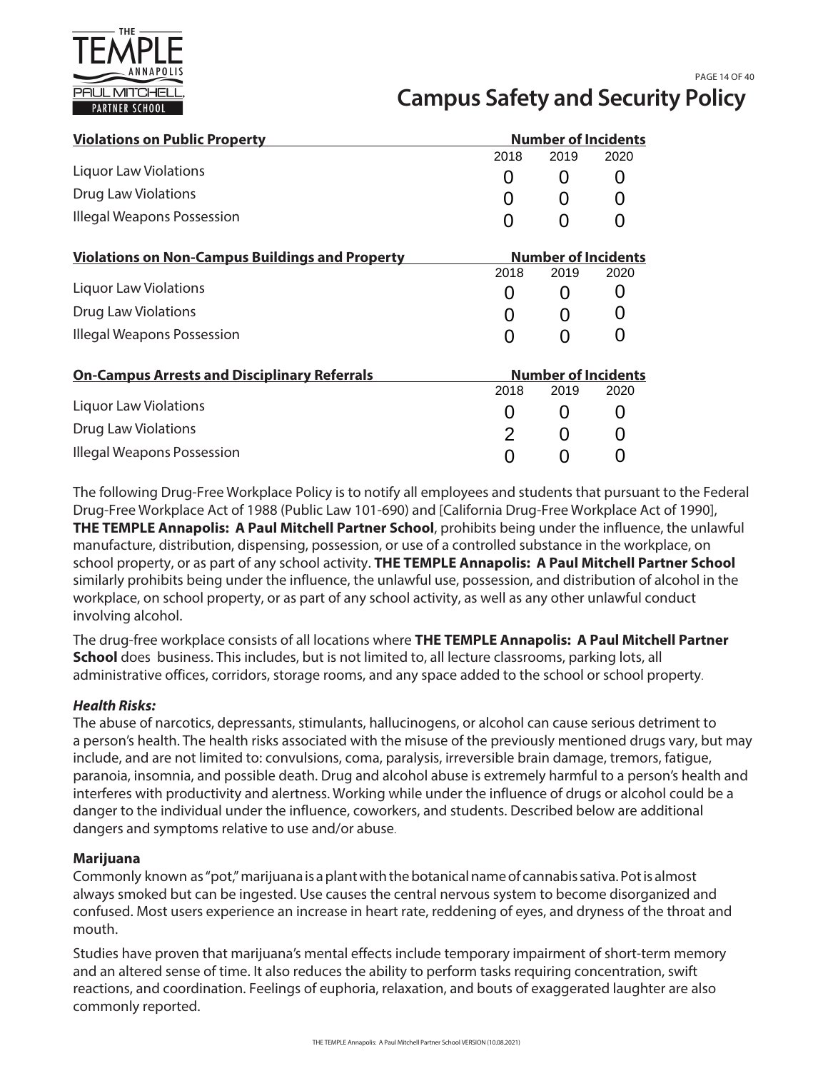| Violations on Public Property | Number of Incidents | | |
|---|---|---|---|
| | 2018 | 2019 | 2020 |
| Liquor Law Violations | 0 | 0 | 0 |
| Drug Law Violations | 0 | 0 | 0 |
| Illegal Weapons Possession | 0 | 0 | 0 |

| Violations on Non-Campus Buildings and Property | Number of Incidents | | |
|---|---|---|---|
| | 2018 | 2019 | 2020 |
| Liquor Law Violations | 0 | 0 | 0 |
| Drug Law Violations | 0 | 0 | 0 |
| Illegal Weapons Possession | 0 | 0 | 0 |

| On-Campus Arrests and Disciplinary Referrals | Number of Incidents | | |
|---|---|---|---|
| | 2018 | 2019 | 2020 |
| Liquor Law Violations | 0 | 0 | 0 |
| Drug Law Violations | 2 | 0 | 0 |
| Illegal Weapons Possession | 0 | 0 | 0 |

The following Drug-Free Workplace Policy is to notify all employees and students that pursuant to the Federal Drug-Free Workplace Act of 1988 (Public Law 101-690) and [California Drug-Free Workplace Act of 1990], **THE TEMPLE Annapolis: A Paul Mitchell Partner School**, prohibits being under the influence, the unlawful manufacture, distribution, dispensing, possession, or use of a controlled substance in the workplace, on school property, or as part of any school activity. **THE TEMPLE Annapolis: A Paul Mitchell Partner School** similarly prohibits being under the influence, the unlawful use, possession, and distribution of alcohol in the workplace, on school property, or as part of any school activity, as well as any other unlawful conduct involving alcohol.

The drug-free workplace consists of all locations where **THE TEMPLE Annapolis: A Paul Mitchell Partner School** does business. This includes, but is not limited to, all lecture classrooms, parking lots, all administrative offices, corridors, storage rooms, and any space added to the school or school property.

***Health Risks:***

The abuse of narcotics, depressants, stimulants, hallucinogens, or alcohol can cause serious detriment to a person's health. The health risks associated with the misuse of the previously mentioned drugs vary, but may include, and are not limited to: convulsions, coma, paralysis, irreversible brain damage, tremors, fatigue, paranoia, insomnia, and possible death. Drug and alcohol abuse is extremely harmful to a person's health and interferes with productivity and alertness. Working while under the influence of drugs or alcohol could be a danger to the individual under the influence, coworkers, and students. Described below are additional dangers and symptoms relative to use and/or abuse.

**Marijuana**

Commonly known as "pot," marijuana is a plant with the botanical name of cannabis sativa. Pot is almost always smoked but can be ingested. Use causes the central nervous system to become disorganized and confused. Most users experience an increase in heart rate, reddening of eyes, and dryness of the throat and mouth.

Studies have proven that marijuana's mental effects include temporary impairment of short-term memory and an altered sense of time. It also reduces the ability to perform tasks requiring concentration, swift reactions, and coordination. Feelings of euphoria, relaxation, and bouts of exaggerated laughter are also commonly reported.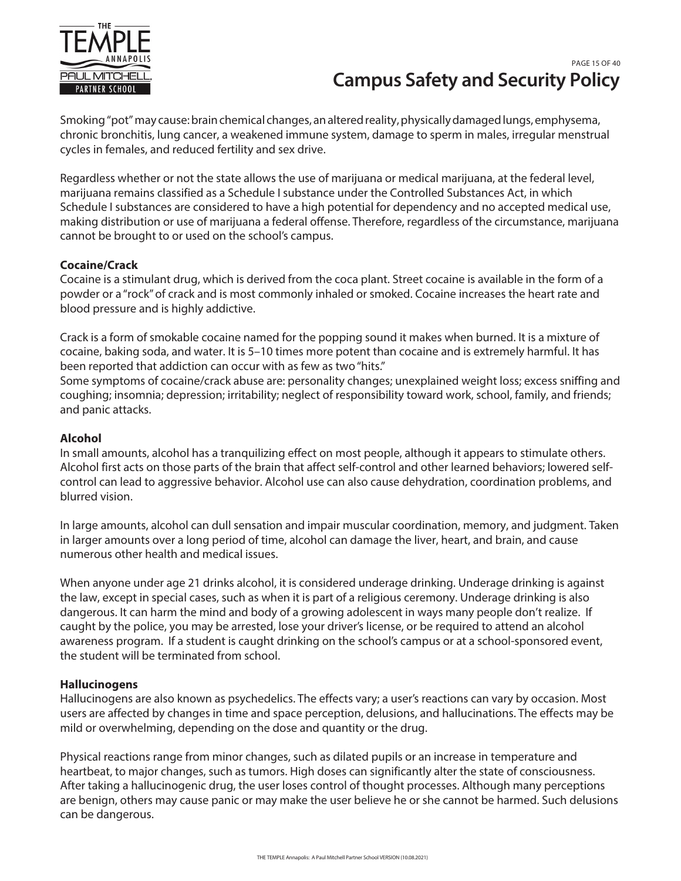Smoking "pot" may cause: brain chemical changes, an altered reality, physically damaged lungs, emphysema, chronic bronchitis, lung cancer, a weakened immune system, damage to sperm in males, irregular menstrual cycles in females, and reduced fertility and sex drive.

Regardless whether or not the state allows the use of marijuana or medical marijuana, at the federal level, marijuana remains classified as a Schedule I substance under the Controlled Substances Act, in which Schedule I substances are considered to have a high potential for dependency and no accepted medical use, making distribution or use of marijuana a federal offense. Therefore, regardless of the circumstance, marijuana cannot be brought to or used on the school's campus.

**Cocaine/Crack**

Cocaine is a stimulant drug, which is derived from the coca plant. Street cocaine is available in the form of a powder or a "rock" of crack and is most commonly inhaled or smoked. Cocaine increases the heart rate and blood pressure and is highly addictive.

Crack is a form of smokable cocaine named for the popping sound it makes when burned. It is a mixture of cocaine, baking soda, and water. It is 5–10 times more potent than cocaine and is extremely harmful. It has been reported that addiction can occur with as few as two "hits."

Some symptoms of cocaine/crack abuse are: personality changes; unexplained weight loss; excess sniffing and coughing; insomnia; depression; irritability; neglect of responsibility toward work, school, family, and friends; and panic attacks.

**Alcohol**

In small amounts, alcohol has a tranquilizing effect on most people, although it appears to stimulate others. Alcohol first acts on those parts of the brain that affect self-control and other learned behaviors; lowered self-control can lead to aggressive behavior. Alcohol use can also cause dehydration, coordination problems, and blurred vision.

In large amounts, alcohol can dull sensation and impair muscular coordination, memory, and judgment. Taken in larger amounts over a long period of time, alcohol can damage the liver, heart, and brain, and cause numerous other health and medical issues.

When anyone under age 21 drinks alcohol, it is considered underage drinking. Underage drinking is against the law, except in special cases, such as when it is part of a religious ceremony. Underage drinking is also dangerous. It can harm the mind and body of a growing adolescent in ways many people don't realize. If caught by the police, you may be arrested, lose your driver's license, or be required to attend an alcohol awareness program. If a student is caught drinking on the school's campus or at a school-sponsored event, the student will be terminated from school.

**Hallucinogens**

Hallucinogens are also known as psychedelics. The effects vary; a user's reactions can vary by occasion. Most users are affected by changes in time and space perception, delusions, and hallucinations. The effects may be mild or overwhelming, depending on the dose and quantity or the drug.

Physical reactions range from minor changes, such as dilated pupils or an increase in temperature and heartbeat, to major changes, such as tumors. High doses can significantly alter the state of consciousness. After taking a hallucinogenic drug, the user loses control of thought processes. Although many perceptions are benign, others may cause panic or may make the user believe he or she cannot be harmed. Such delusions can be dangerous.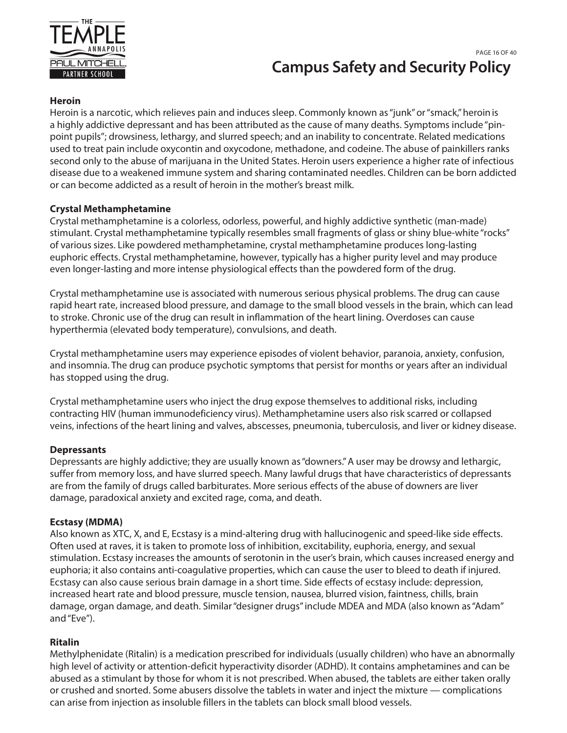**Heroin**

Heroin is a narcotic, which relieves pain and induces sleep. Commonly known as "junk" or "smack," heroin is a highly addictive depressant and has been attributed as the cause of many deaths. Symptoms include "pin-point pupils"; drowsiness, lethargy, and slurred speech; and an inability to concentrate. Related medications used to treat pain include oxycontin and oxycodone, methadone, and codeine. The abuse of painkillers ranks second only to the abuse of marijuana in the United States. Heroin users experience a higher rate of infectious disease due to a weakened immune system and sharing contaminated needles. Children can be born addicted or can become addicted as a result of heroin in the mother's breast milk.

**Crystal Methamphetamine**

Crystal methamphetamine is a colorless, odorless, powerful, and highly addictive synthetic (man-made) stimulant. Crystal methamphetamine typically resembles small fragments of glass or shiny blue-white "rocks" of various sizes. Like powdered methamphetamine, crystal methamphetamine produces long-lasting euphoric effects. Crystal methamphetamine, however, typically has a higher purity level and may produce even longer-lasting and more intense physiological effects than the powdered form of the drug.

Crystal methamphetamine use is associated with numerous serious physical problems. The drug can cause rapid heart rate, increased blood pressure, and damage to the small blood vessels in the brain, which can lead to stroke. Chronic use of the drug can result in inflammation of the heart lining. Overdoses can cause hyperthermia (elevated body temperature), convulsions, and death.

Crystal methamphetamine users may experience episodes of violent behavior, paranoia, anxiety, confusion, and insomnia. The drug can produce psychotic symptoms that persist for months or years after an individual has stopped using the drug.

Crystal methamphetamine users who inject the drug expose themselves to additional risks, including contracting HIV (human immunodeficiency virus). Methamphetamine users also risk scarred or collapsed veins, infections of the heart lining and valves, abscesses, pneumonia, tuberculosis, and liver or kidney disease.

**Depressants**

Depressants are highly addictive; they are usually known as "downers." A user may be drowsy and lethargic, suffer from memory loss, and have slurred speech. Many lawful drugs that have characteristics of depressants are from the family of drugs called barbiturates. More serious effects of the abuse of downers are liver damage, paradoxical anxiety and excited rage, coma, and death.

**Ecstasy (MDMA)**

Also known as XTC, X, and E, Ecstasy is a mind-altering drug with hallucinogenic and speed-like side effects. Often used at raves, it is taken to promote loss of inhibition, excitability, euphoria, energy, and sexual stimulation. Ecstasy increases the amounts of serotonin in the user's brain, which causes increased energy and euphoria; it also contains anti-coagulative properties, which can cause the user to bleed to death if injured. Ecstasy can also cause serious brain damage in a short time. Side effects of ecstasy include: depression, increased heart rate and blood pressure, muscle tension, nausea, blurred vision, faintness, chills, brain damage, organ damage, and death. Similar "designer drugs" include MDEA and MDA (also known as "Adam" and "Eve").

**Ritalin**

Methylphenidate (Ritalin) is a medication prescribed for individuals (usually children) who have an abnormally high level of activity or attention-deficit hyperactivity disorder (ADHD). It contains amphetamines and can be abused as a stimulant by those for whom it is not prescribed. When abused, the tablets are either taken orally or crushed and snorted. Some abusers dissolve the tablets in water and inject the mixture — complications can arise from injection as insoluble fillers in the tablets can block small blood vessels.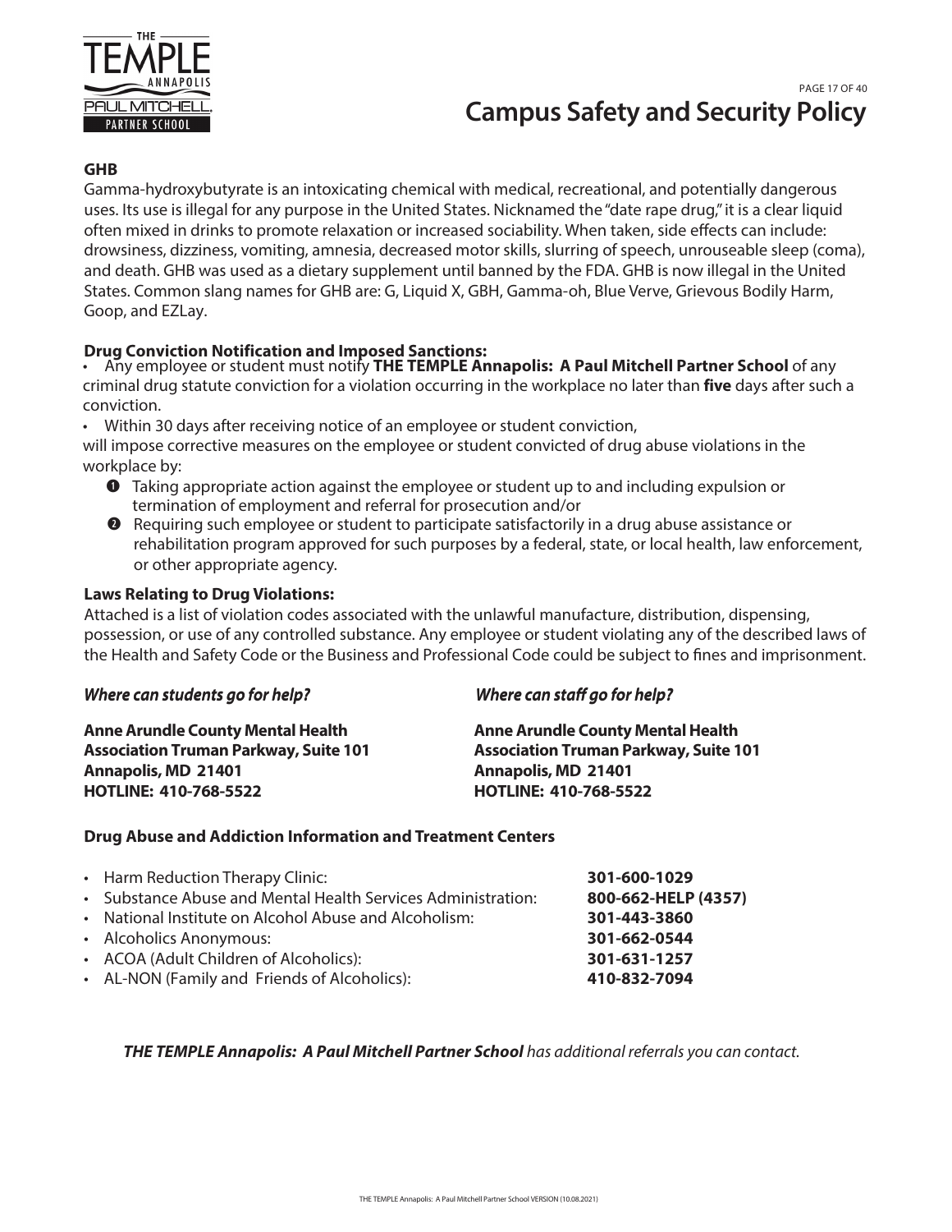### GHB

Gamma-hydroxybutyrate is an intoxicating chemical with medical, recreational, and potentially dangerous uses. Its use is illegal for any purpose in the United States. Nicknamed the "date rape drug," it is a clear liquid often mixed in drinks to promote relaxation or increased sociability. When taken, side effects can include: drowsiness, dizziness, vomiting, amnesia, decreased motor skills, slurring of speech, unrouseable sleep (coma), and death. GHB was used as a dietary supplement until banned by the FDA. GHB is now illegal in the United States. Common slang names for GHB are: G, Liquid X, GBH, Gamma-oh, Blue Verve, Grievous Bodily Harm, Goop, and EZLay.

### Drug Conviction Notification and Imposed Sanctions:

- Any employee or student must notify **THE TEMPLE Annapolis: A Paul Mitchell Partner School** of any criminal drug statute conviction for a violation occurring in the workplace no later than **five** days after such a conviction.
- Within 30 days after receiving notice of an employee or student conviction,

will impose corrective measures on the employee or student convicted of drug abuse violations in the workplace by:

1. Taking appropriate action against the employee or student up to and including expulsion or termination of employment and referral for prosecution and/or
2. Requiring such employee or student to participate satisfactorily in a drug abuse assistance or rehabilitation program approved for such purposes by a federal, state, or local health, law enforcement, or other appropriate agency.

### Laws Relating to Drug Violations:

Attached is a list of violation codes associated with the unlawful manufacture, distribution, dispensing, possession, or use of any controlled substance. Any employee or student violating any of the described laws of the Health and Safety Code or the Business and Professional Code could be subject to fines and imprisonment.

*Where can students go for help?*

**Anne Arundle County Mental Health Association Truman Parkway, Suite 101**
**Annapolis, MD 21401**
**HOTLINE: 410-768-5522**

*Where can staff go for help?*

**Anne Arundle County Mental Health Association Truman Parkway, Suite 101**
**Annapolis, MD 21401**
**HOTLINE: 410-768-5522**

### Drug Abuse and Addiction Information and Treatment Centers

- Harm Reduction Therapy Clinic: **301-600-1029**
- Substance Abuse and Mental Health Services Administration: **800-662-HELP (4357)**
- National Institute on Alcohol Abuse and Alcoholism: **301-443-3860**
- Alcoholics Anonymous: **301-662-0544**
- ACOA (Adult Children of Alcoholics): **301-631-1257**
- AL-NON (Family and Friends of Alcoholics): **410-832-7094**

***THE TEMPLE Annapolis: A Paul Mitchell Partner School*** *has additional referrals you can contact.*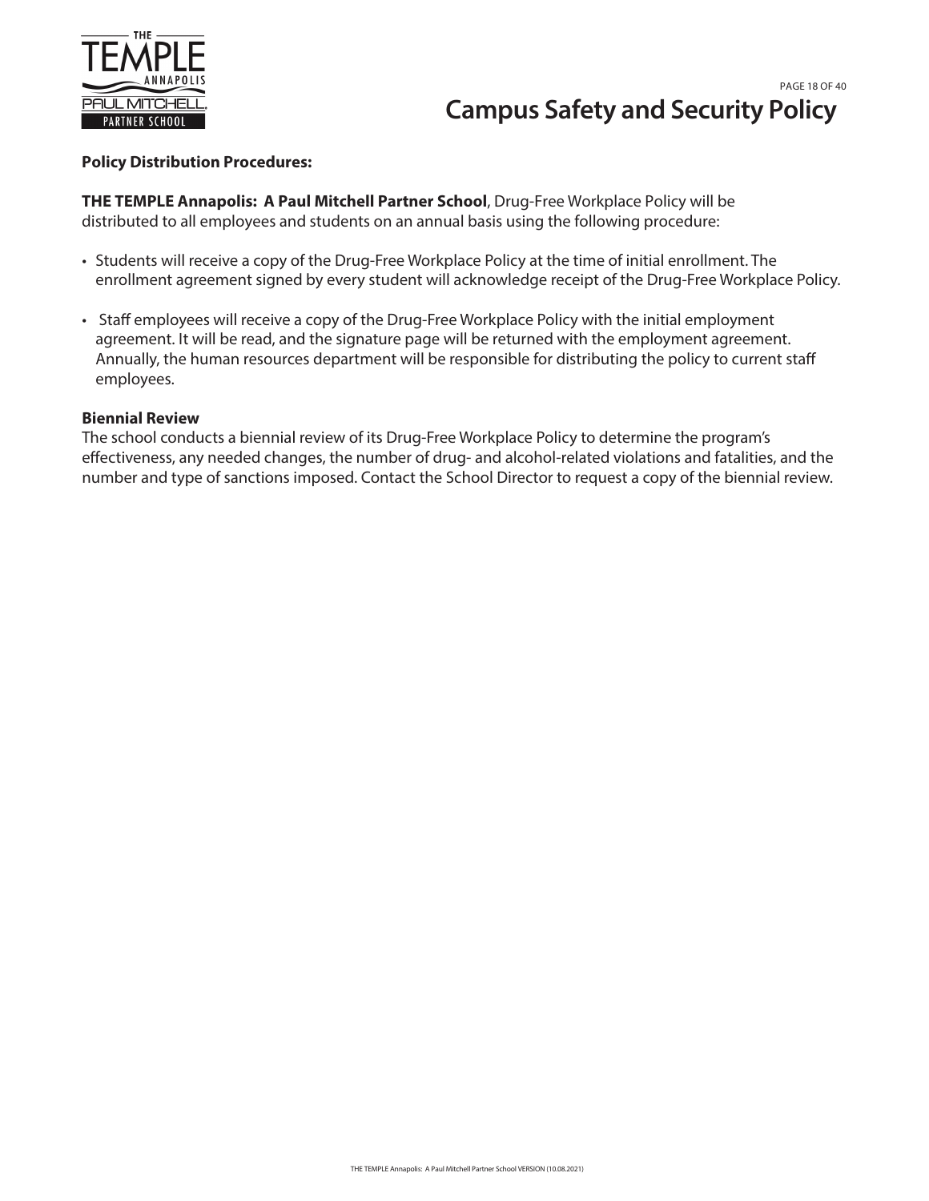**Policy Distribution Procedures:**

**THE TEMPLE Annapolis: A Paul Mitchell Partner School**, Drug-Free Workplace Policy will be distributed to all employees and students on an annual basis using the following procedure:

- Students will receive a copy of the Drug-Free Workplace Policy at the time of initial enrollment. The enrollment agreement signed by every student will acknowledge receipt of the Drug-Free Workplace Policy.

- Staff employees will receive a copy of the Drug-Free Workplace Policy with the initial employment agreement. It will be read, and the signature page will be returned with the employment agreement. Annually, the human resources department will be responsible for distributing the policy to current staff employees.

**Biennial Review**

The school conducts a biennial review of its Drug-Free Workplace Policy to determine the program's effectiveness, any needed changes, the number of drug- and alcohol-related violations and fatalities, and the number and type of sanctions imposed. Contact the School Director to request a copy of the biennial review.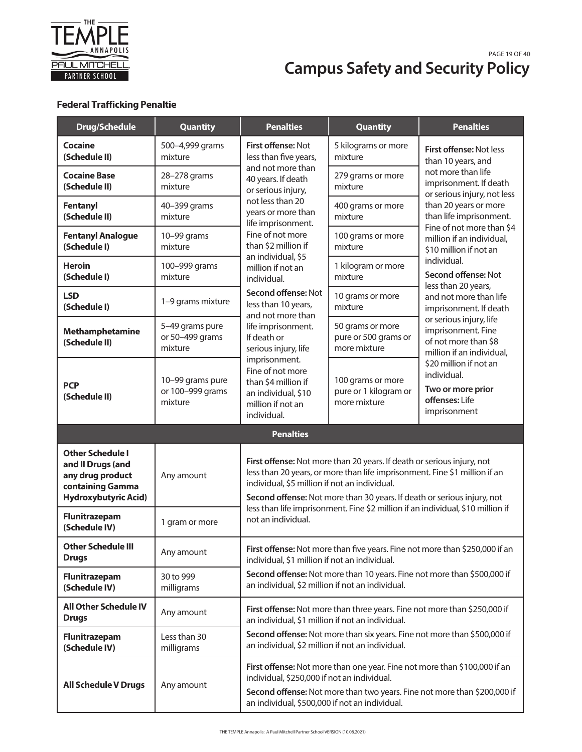### Federal Trafficking Penaltie

| Drug/Schedule | Quantity | Penalties | Quantity | Penalties |
|---|---|---|---|---|
| **Cocaine (Schedule II)** | 500–4,999 grams mixture | **First offense:** Not less than five years, and not more than 40 years. If death or serious injury, not less than 20 years or more than life imprisonment. Fine of not more than \$2 million if an individual, \$5 million if not an individual. **Second offense:** Not less than 10 years, and not more than life imprisonment. If death or serious injury, life imprisonment. Fine of not more than \$4 million if an individual, \$10 million if not an individual. | 5 kilograms or more mixture | **First offense:** Not less than 10 years, and not more than life imprisonment. If death or serious injury, not less than 20 years or more than life imprisonment. Fine of not more than \$4 million if an individual, \$10 million if not an individual. **Second offense:** Not less than 20 years, and not more than life imprisonment. If death or serious injury, life imprisonment. Fine of not more than \$8 million if an individual, \$20 million if not an individual. **Two or more prior offenses:** Life imprisonment |
| **Cocaine Base (Schedule II)** | 28–278 grams mixture | | 279 grams or more mixture | |
| **Fentanyl (Schedule II)** | 40–399 grams mixture | | 400 grams or more mixture | |
| **Fentanyl Analogue (Schedule I)** | 10–99 grams mixture | | 100 grams or more mixture | |
| **Heroin (Schedule I)** | 100–999 grams mixture | | 1 kilogram or more mixture | |
| **LSD (Schedule I)** | 1–9 grams mixture | | 10 grams or more mixture | |
| **Methamphetamine (Schedule II)** | 5–49 grams pure or 50–499 grams mixture | | 50 grams or more pure or 500 grams or more mixture | |
| **PCP (Schedule II)** | 10–99 grams pure or 100–999 grams mixture | | 100 grams or more pure or 1 kilogram or more mixture | |

| | | Penalties |
|---|---|---|
| **Other Schedule I and II Drugs (and any drug product containing Gamma Hydroxybutyric Acid)** | Any amount | **First offense:** Not more than 20 years. If death or serious injury, not less than 20 years, or more than life imprisonment. Fine \$1 million if an individual, \$5 million if not an individual. **Second offense:** Not more than 30 years. If death or serious injury, not less than life imprisonment. Fine \$2 million if an individual, \$10 million if not an individual. |
| **Flunitrazepam (Schedule IV)** | 1 gram or more | |
| **Other Schedule III Drugs** | Any amount | **First offense:** Not more than five years. Fine not more than \$250,000 if an individual, \$1 million if not an individual. **Second offense:** Not more than 10 years. Fine not more than \$500,000 if an individual, \$2 million if not an individual. |
| **Flunitrazepam (Schedule IV)** | 30 to 999 milligrams | |
| **All Other Schedule IV Drugs** | Any amount | **First offense:** Not more than three years. Fine not more than \$250,000 if an individual, \$1 million if not an individual. **Second offense:** Not more than six years. Fine not more than \$500,000 if an individual, \$2 million if not an individual. |
| **Flunitrazepam (Schedule IV)** | Less than 30 milligrams | |
| **All Schedule V Drugs** | Any amount | **First offense:** Not more than one year. Fine not more than \$100,000 if an individual, \$250,000 if not an individual. **Second offense:** Not more than two years. Fine not more than \$200,000 if an individual, \$500,000 if not an individual. |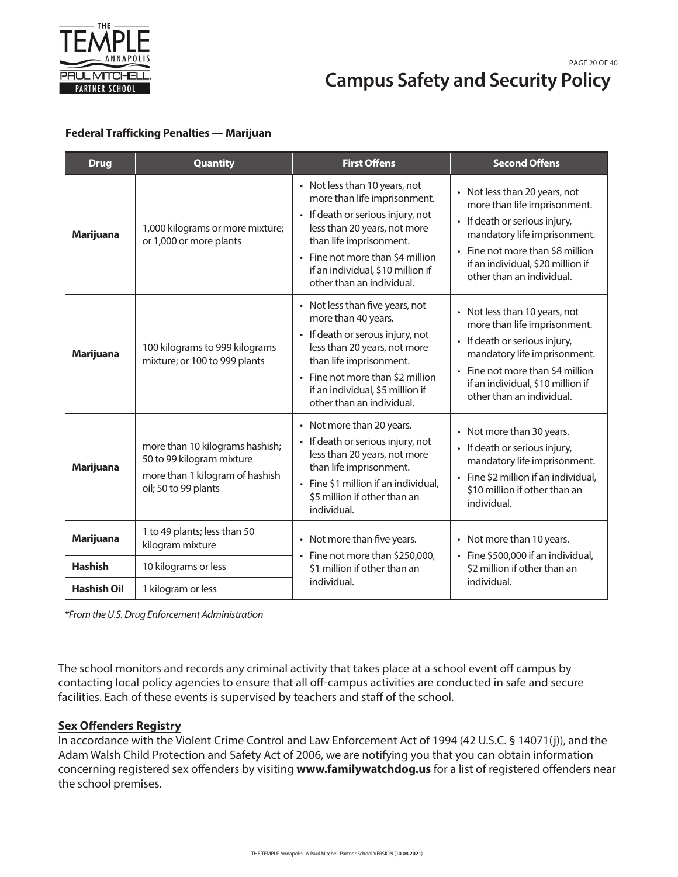**Federal Trafficking Penalties — Marijuan**

| Drug | Quantity | First Offens | Second Offens |
|---|---|---|---|
| **Marijuana** | 1,000 kilograms or more mixture; or 1,000 or more plants | • Not less than 10 years, not more than life imprisonment.<br>• If death or serious injury, not less than 20 years, not more than life imprisonment.<br>• Fine not more than $4 million if an individual, $10 million if other than an individual. | • Not less than 20 years, not more than life imprisonment.<br>• If death or serious injury, mandatory life imprisonment.<br>• Fine not more than $8 million if an individual, $20 million if other than an individual. |
| **Marijuana** | 100 kilograms to 999 kilograms mixture; or 100 to 999 plants | • Not less than five years, not more than 40 years.<br>• If death or serous injury, not less than 20 years, not more than life imprisonment.<br>• Fine not more than $2 million if an individual, $5 million if other than an individual. | • Not less than 10 years, not more than life imprisonment.<br>• If death or serious injury, mandatory life imprisonment.<br>• Fine not more than $4 million if an individual, $10 million if other than an individual. |
| **Marijuana** | more than 10 kilograms hashish; 50 to 99 kilogram mixture<br>more than 1 kilogram of hashish oil; 50 to 99 plants | • Not more than 20 years.<br>• If death or serious injury, not less than 20 years, not more than life imprisonment.<br>• Fine $1 million if an individual, $5 million if other than an individual. | • Not more than 30 years.<br>• If death or serious injury, mandatory life imprisonment.<br>• Fine $2 million if an individual, $10 million if other than an individual. |
| **Marijuana** | 1 to 49 plants; less than 50 kilogram mixture | • Not more than five years.<br>• Fine not more than $250,000, $1 million if other than an individual. | • Not more than 10 years.<br>• Fine $500,000 if an individual, $2 million if other than an individual. |
| **Hashish** | 10 kilograms or less | | |
| **Hashish Oil** | 1 kilogram or less | | |

*\*From the U.S. Drug Enforcement Administration*

The school monitors and records any criminal activity that takes place at a school event off campus by contacting local policy agencies to ensure that all off-campus activities are conducted in safe and secure facilities. Each of these events is supervised by teachers and staff of the school.

**Sex Offenders Registry**

In accordance with the Violent Crime Control and Law Enforcement Act of 1994 (42 U.S.C. § 14071(j)), and the Adam Walsh Child Protection and Safety Act of 2006, we are notifying you that you can obtain information concerning registered sex offenders by visiting **www.familywatchdog.us** for a list of registered offenders near the school premises.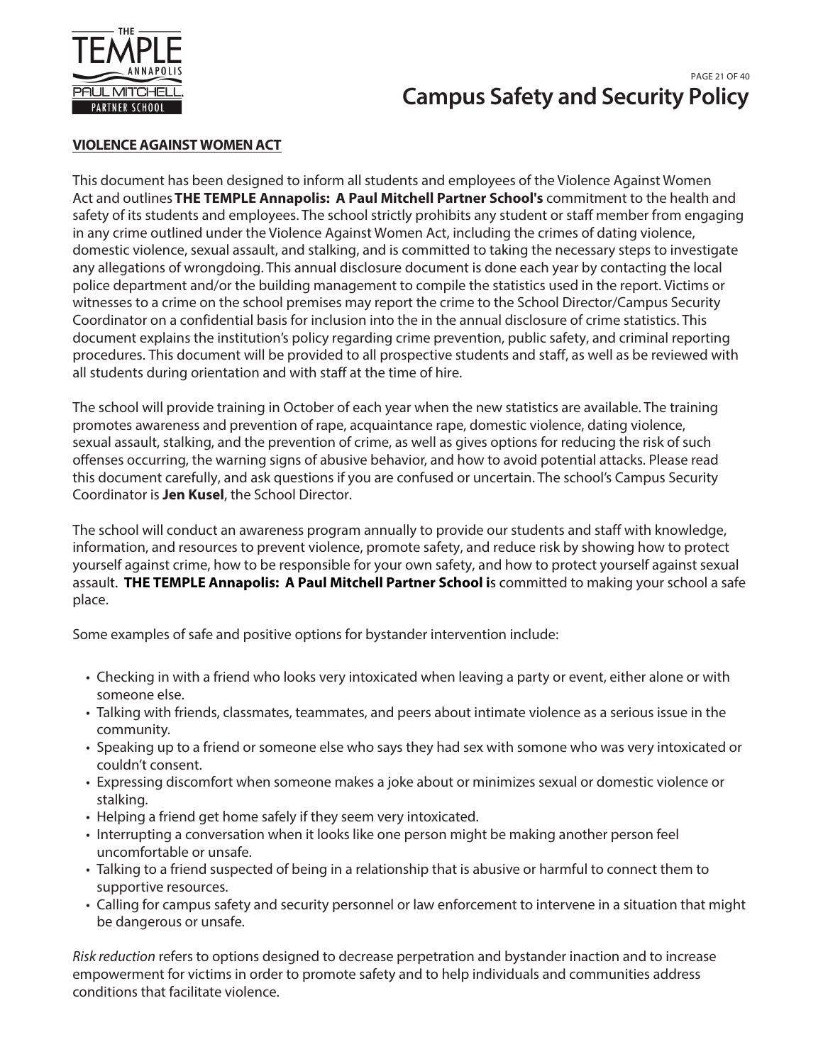## VIOLENCE AGAINST WOMEN ACT

This document has been designed to inform all students and employees of the Violence Against Women Act and outlines **THE TEMPLE Annapolis: A Paul Mitchell Partner School's** commitment to the health and safety of its students and employees. The school strictly prohibits any student or staff member from engaging in any crime outlined under the Violence Against Women Act, including the crimes of dating violence, domestic violence, sexual assault, and stalking, and is committed to taking the necessary steps to investigate any allegations of wrongdoing. This annual disclosure document is done each year by contacting the local police department and/or the building management to compile the statistics used in the report. Victims or witnesses to a crime on the school premises may report the crime to the School Director/Campus Security Coordinator on a confidential basis for inclusion into the in the annual disclosure of crime statistics. This document explains the institution's policy regarding crime prevention, public safety, and criminal reporting procedures. This document will be provided to all prospective students and staff, as well as be reviewed with all students during orientation and with staff at the time of hire.

The school will provide training in October of each year when the new statistics are available. The training promotes awareness and prevention of rape, acquaintance rape, domestic violence, dating violence, sexual assault, stalking, and the prevention of crime, as well as gives options for reducing the risk of such offenses occurring, the warning signs of abusive behavior, and how to avoid potential attacks. Please read this document carefully, and ask questions if you are confused or uncertain. The school's Campus Security Coordinator is **Jen Kusel**, the School Director.

The school will conduct an awareness program annually to provide our students and staff with knowledge, information, and resources to prevent violence, promote safety, and reduce risk by showing how to protect yourself against crime, how to be responsible for your own safety, and how to protect yourself against sexual assault. **THE TEMPLE Annapolis: A Paul Mitchell Partner School is** committed to making your school a safe place.

Some examples of safe and positive options for bystander intervention include:

- Checking in with a friend who looks very intoxicated when leaving a party or event, either alone or with someone else.
- Talking with friends, classmates, teammates, and peers about intimate violence as a serious issue in the community.
- Speaking up to a friend or someone else who says they had sex with somone who was very intoxicated or couldn't consent.
- Expressing discomfort when someone makes a joke about or minimizes sexual or domestic violence or stalking.
- Helping a friend get home safely if they seem very intoxicated.
- Interrupting a conversation when it looks like one person might be making another person feel uncomfortable or unsafe.
- Talking to a friend suspected of being in a relationship that is abusive or harmful to connect them to supportive resources.
- Calling for campus safety and security personnel or law enforcement to intervene in a situation that might be dangerous or unsafe.

*Risk reduction* refers to options designed to decrease perpetration and bystander inaction and to increase empowerment for victims in order to promote safety and to help individuals and communities address conditions that facilitate violence.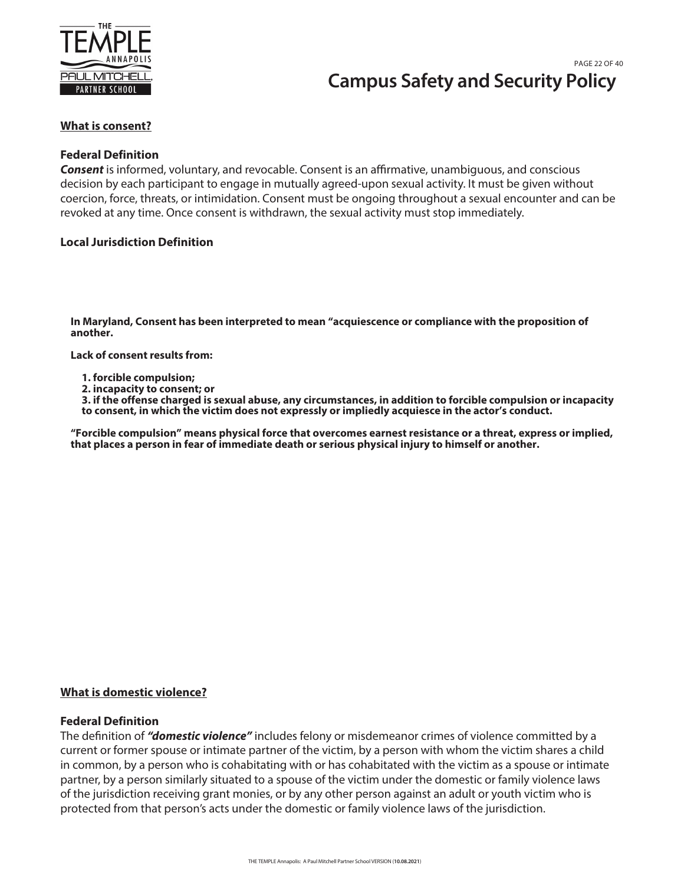**What is consent?**

### Federal Definition

***Consent*** is informed, voluntary, and revocable. Consent is an affirmative, unambiguous, and conscious decision by each participant to engage in mutually agreed-upon sexual activity. It must be given without coercion, force, threats, or intimidation. Consent must be ongoing throughout a sexual encounter and can be revoked at any time. Once consent is withdrawn, the sexual activity must stop immediately.

### Local Jurisdiction Definition

**In Maryland, Consent has been interpreted to mean "acquiescence or compliance with the proposition of another.**

**Lack of consent results from:**

**1. forcible compulsion;**
**2. incapacity to consent; or**
**3. if the offense charged is sexual abuse, any circumstances, in addition to forcible compulsion or incapacity to consent, in which the victim does not expressly or impliedly acquiesce in the actor's conduct.**

**"Forcible compulsion" means physical force that overcomes earnest resistance or a threat, express or implied, that places a person in fear of immediate death or serious physical injury to himself or another.**

**What is domestic violence?**

### Federal Definition

The definition of ***"domestic violence"*** includes felony or misdemeanor crimes of violence committed by a current or former spouse or intimate partner of the victim, by a person with whom the victim shares a child in common, by a person who is cohabitating with or has cohabitated with the victim as a spouse or intimate partner, by a person similarly situated to a spouse of the victim under the domestic or family violence laws of the jurisdiction receiving grant monies, or by any other person against an adult or youth victim who is protected from that person's acts under the domestic or family violence laws of the jurisdiction.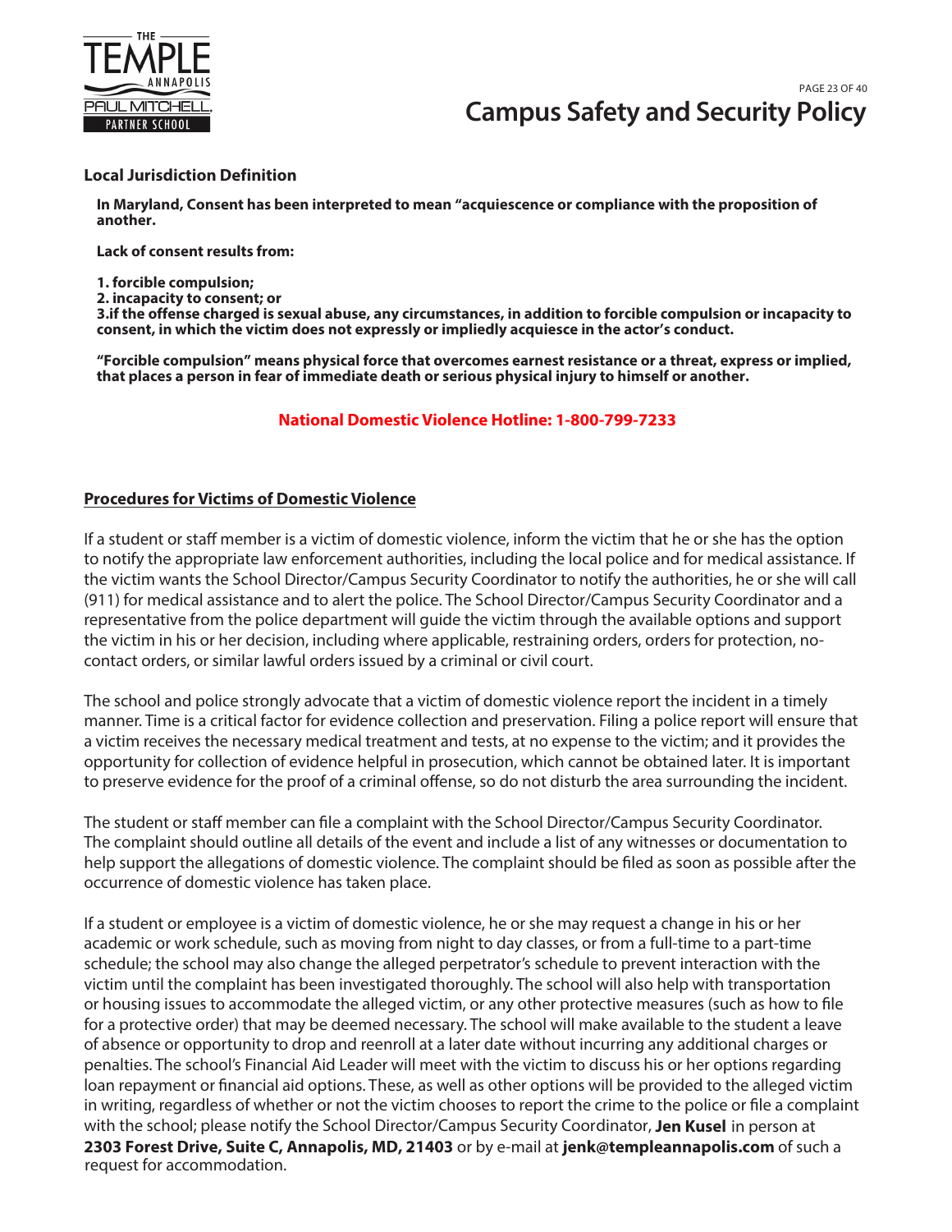### Local Jurisdiction Definition

**In Maryland, Consent has been interpreted to mean "acquiescence or compliance with the proposition of another.**

**Lack of consent results from:**

**1. forcible compulsion;**
**2. incapacity to consent; or**
**3.if the offense charged is sexual abuse, any circumstances, in addition to forcible compulsion or incapacity to consent, in which the victim does not expressly or impliedly acquiesce in the actor's conduct.**

**"Forcible compulsion" means physical force that overcomes earnest resistance or a threat, express or implied, that places a person in fear of immediate death or serious physical injury to himself or another.**

**National Domestic Violence Hotline: 1-800-799-7233**

### Procedures for Victims of Domestic Violence

If a student or staff member is a victim of domestic violence, inform the victim that he or she has the option to notify the appropriate law enforcement authorities, including the local police and for medical assistance. If the victim wants the School Director/Campus Security Coordinator to notify the authorities, he or she will call (911) for medical assistance and to alert the police. The School Director/Campus Security Coordinator and a representative from the police department will guide the victim through the available options and support the victim in his or her decision, including where applicable, restraining orders, orders for protection, no-contact orders, or similar lawful orders issued by a criminal or civil court.

The school and police strongly advocate that a victim of domestic violence report the incident in a timely manner. Time is a critical factor for evidence collection and preservation. Filing a police report will ensure that a victim receives the necessary medical treatment and tests, at no expense to the victim; and it provides the opportunity for collection of evidence helpful in prosecution, which cannot be obtained later. It is important to preserve evidence for the proof of a criminal offense, so do not disturb the area surrounding the incident.

The student or staff member can file a complaint with the School Director/Campus Security Coordinator. The complaint should outline all details of the event and include a list of any witnesses or documentation to help support the allegations of domestic violence. The complaint should be filed as soon as possible after the occurrence of domestic violence has taken place.

If a student or employee is a victim of domestic violence, he or she may request a change in his or her academic or work schedule, such as moving from night to day classes, or from a full-time to a part-time schedule; the school may also change the alleged perpetrator's schedule to prevent interaction with the victim until the complaint has been investigated thoroughly. The school will also help with transportation or housing issues to accommodate the alleged victim, or any other protective measures (such as how to file for a protective order) that may be deemed necessary. The school will make available to the student a leave of absence or opportunity to drop and reenroll at a later date without incurring any additional charges or penalties. The school's Financial Aid Leader will meet with the victim to discuss his or her options regarding loan repayment or financial aid options. These, as well as other options will be provided to the alleged victim in writing, regardless of whether or not the victim chooses to report the crime to the police or file a complaint with the school; please notify the School Director/Campus Security Coordinator, **Jen Kusel** in person at **2303 Forest Drive, Suite C, Annapolis, MD, 21403** or by e-mail at **jenk@templeannapolis.com** of such a request for accommodation.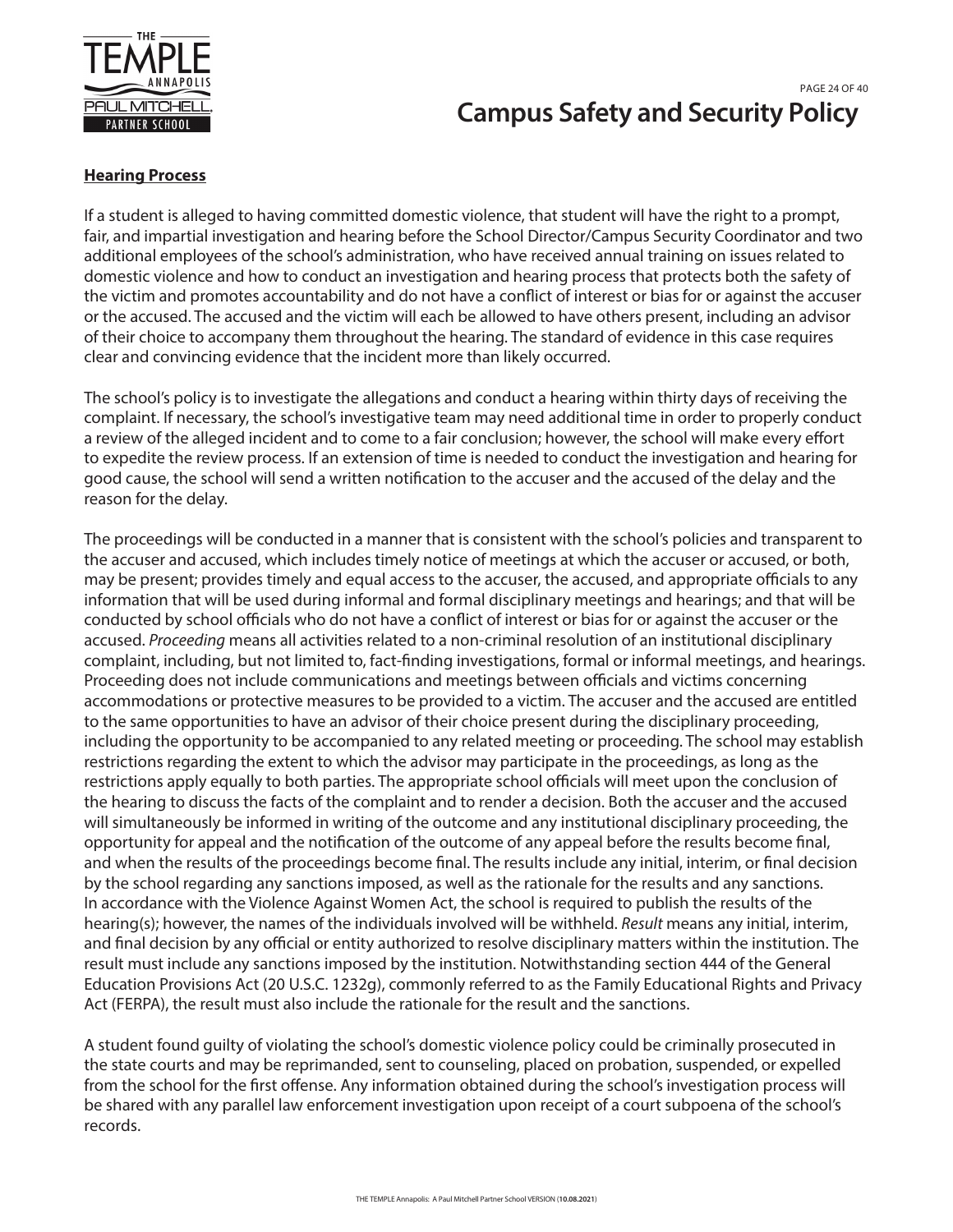**Hearing Process**

If a student is alleged to having committed domestic violence, that student will have the right to a prompt, fair, and impartial investigation and hearing before the School Director/Campus Security Coordinator and two additional employees of the school's administration, who have received annual training on issues related to domestic violence and how to conduct an investigation and hearing process that protects both the safety of the victim and promotes accountability and do not have a conflict of interest or bias for or against the accuser or the accused. The accused and the victim will each be allowed to have others present, including an advisor of their choice to accompany them throughout the hearing. The standard of evidence in this case requires clear and convincing evidence that the incident more than likely occurred.

The school's policy is to investigate the allegations and conduct a hearing within thirty days of receiving the complaint. If necessary, the school's investigative team may need additional time in order to properly conduct a review of the alleged incident and to come to a fair conclusion; however, the school will make every effort to expedite the review process. If an extension of time is needed to conduct the investigation and hearing for good cause, the school will send a written notification to the accuser and the accused of the delay and the reason for the delay.

The proceedings will be conducted in a manner that is consistent with the school's policies and transparent to the accuser and accused, which includes timely notice of meetings at which the accuser or accused, or both, may be present; provides timely and equal access to the accuser, the accused, and appropriate officials to any information that will be used during informal and formal disciplinary meetings and hearings; and that will be conducted by school officials who do not have a conflict of interest or bias for or against the accuser or the accused. *Proceeding* means all activities related to a non-criminal resolution of an institutional disciplinary complaint, including, but not limited to, fact-finding investigations, formal or informal meetings, and hearings. Proceeding does not include communications and meetings between officials and victims concerning accommodations or protective measures to be provided to a victim. The accuser and the accused are entitled to the same opportunities to have an advisor of their choice present during the disciplinary proceeding, including the opportunity to be accompanied to any related meeting or proceeding. The school may establish restrictions regarding the extent to which the advisor may participate in the proceedings, as long as the restrictions apply equally to both parties. The appropriate school officials will meet upon the conclusion of the hearing to discuss the facts of the complaint and to render a decision. Both the accuser and the accused will simultaneously be informed in writing of the outcome and any institutional disciplinary proceeding, the opportunity for appeal and the notification of the outcome of any appeal before the results become final, and when the results of the proceedings become final. The results include any initial, interim, or final decision by the school regarding any sanctions imposed, as well as the rationale for the results and any sanctions. In accordance with the Violence Against Women Act, the school is required to publish the results of the hearing(s); however, the names of the individuals involved will be withheld. *Result* means any initial, interim, and final decision by any official or entity authorized to resolve disciplinary matters within the institution. The result must include any sanctions imposed by the institution. Notwithstanding section 444 of the General Education Provisions Act (20 U.S.C. 1232g), commonly referred to as the Family Educational Rights and Privacy Act (FERPA), the result must also include the rationale for the result and the sanctions.

A student found guilty of violating the school's domestic violence policy could be criminally prosecuted in the state courts and may be reprimanded, sent to counseling, placed on probation, suspended, or expelled from the school for the first offense. Any information obtained during the school's investigation process will be shared with any parallel law enforcement investigation upon receipt of a court subpoena of the school's records.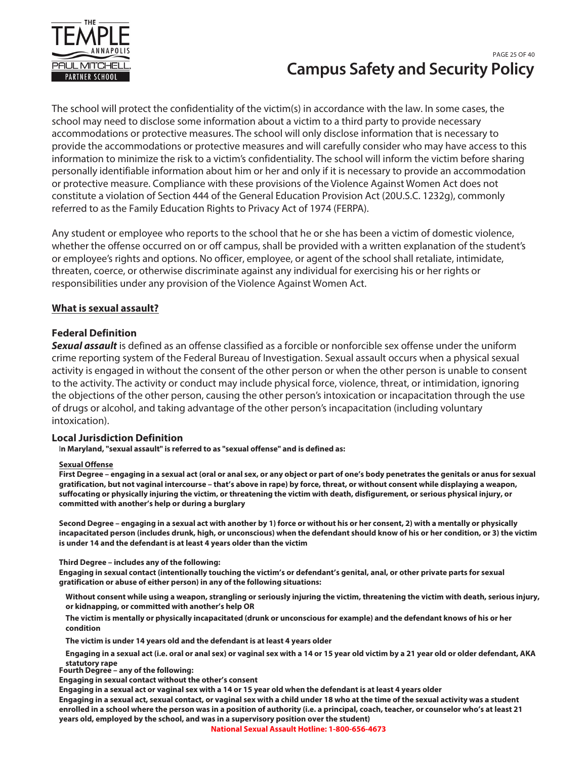The school will protect the confidentiality of the victim(s) in accordance with the law. In some cases, the school may need to disclose some information about a victim to a third party to provide necessary accommodations or protective measures. The school will only disclose information that is necessary to provide the accommodations or protective measures and will carefully consider who may have access to this information to minimize the risk to a victim's confidentiality. The school will inform the victim before sharing personally identifiable information about him or her and only if it is necessary to provide an accommodation or protective measure. Compliance with these provisions of the Violence Against Women Act does not constitute a violation of Section 444 of the General Education Provision Act (20U.S.C. 1232g), commonly referred to as the Family Education Rights to Privacy Act of 1974 (FERPA).

Any student or employee who reports to the school that he or she has been a victim of domestic violence, whether the offense occurred on or off campus, shall be provided with a written explanation of the student's or employee's rights and options. No officer, employee, or agent of the school shall retaliate, intimidate, threaten, coerce, or otherwise discriminate against any individual for exercising his or her rights or responsibilities under any provision of the Violence Against Women Act.

## What is sexual assault?

### Federal Definition

***Sexual assault*** is defined as an offense classified as a forcible or nonforcible sex offense under the uniform crime reporting system of the Federal Bureau of Investigation. Sexual assault occurs when a physical sexual activity is engaged in without the consent of the other person or when the other person is unable to consent to the activity. The activity or conduct may include physical force, violence, threat, or intimidation, ignoring the objections of the other person, causing the other person's intoxication or incapacitation through the use of drugs or alcohol, and taking advantage of the other person's incapacitation (including voluntary intoxication).

### Local Jurisdiction Definition

**In Maryland, "sexual assault" is referred to as "sexual offense" and is defined as:**

**Sexual Offense**

**First Degree – engaging in a sexual act (oral or anal sex, or any object or part of one's body penetrates the genitals or anus for sexual gratification, but not vaginal intercourse – that's above in rape) by force, threat, or without consent while displaying a weapon, suffocating or physically injuring the victim, or threatening the victim with death, disfigurement, or serious physical injury, or committed with another's help or during a burglary**

**Second Degree – engaging in a sexual act with another by 1) force or without his or her consent, 2) with a mentally or physically incapacitated person (includes drunk, high, or unconscious) when the defendant should know of his or her condition, or 3) the victim is under 14 and the defendant is at least 4 years older than the victim**

**Third Degree – includes any of the following:**
**Engaging in sexual contact (intentionally touching the victim's or defendant's genital, anal, or other private parts for sexual gratification or abuse of either person) in any of the following situations:**

- **Without consent while using a weapon, strangling or seriously injuring the victim, threatening the victim with death, serious injury, or kidnapping, or committed with another's help OR**
- **The victim is mentally or physically incapacitated (drunk or unconscious for example) and the defendant knows of his or her condition**
- **The victim is under 14 years old and the defendant is at least 4 years older**
- **Engaging in a sexual act (i.e. oral or anal sex) or vaginal sex with a 14 or 15 year old victim by a 21 year old or older defendant, AKA statutory rape**

**Fourth Degree – any of the following:**
**Engaging in sexual contact without the other's consent**
**Engaging in a sexual act or vaginal sex with a 14 or 15 year old when the defendant is at least 4 years older**
**Engaging in a sexual act, sexual contact, or vaginal sex with a child under 18 who at the time of the sexual activity was a student enrolled in a school where the person was in a position of authority (i.e. a principal, coach, teacher, or counselor who's at least 21 years old, employed by the school, and was in a supervisory position over the student)**

**National Sexual Assault Hotline: 1-800-656-4673**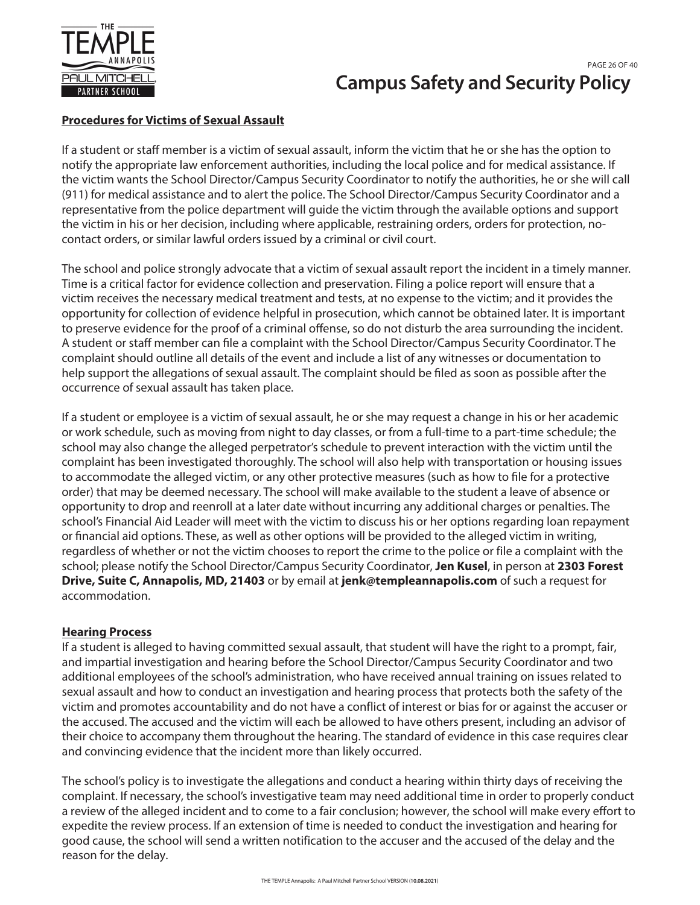# Campus Safety and Security Policy

**Procedures for Victims of Sexual Assault**

If a student or staff member is a victim of sexual assault, inform the victim that he or she has the option to notify the appropriate law enforcement authorities, including the local police and for medical assistance. If the victim wants the School Director/Campus Security Coordinator to notify the authorities, he or she will call (911) for medical assistance and to alert the police. The School Director/Campus Security Coordinator and a representative from the police department will guide the victim through the available options and support the victim in his or her decision, including where applicable, restraining orders, orders for protection, no-contact orders, or similar lawful orders issued by a criminal or civil court.

The school and police strongly advocate that a victim of sexual assault report the incident in a timely manner. Time is a critical factor for evidence collection and preservation. Filing a police report will ensure that a victim receives the necessary medical treatment and tests, at no expense to the victim; and it provides the opportunity for collection of evidence helpful in prosecution, which cannot be obtained later. It is important to preserve evidence for the proof of a criminal offense, so do not disturb the area surrounding the incident. A student or staff member can file a complaint with the School Director/Campus Security Coordinator. The complaint should outline all details of the event and include a list of any witnesses or documentation to help support the allegations of sexual assault. The complaint should be filed as soon as possible after the occurrence of sexual assault has taken place.

If a student or employee is a victim of sexual assault, he or she may request a change in his or her academic or work schedule, such as moving from night to day classes, or from a full-time to a part-time schedule; the school may also change the alleged perpetrator's schedule to prevent interaction with the victim until the complaint has been investigated thoroughly. The school will also help with transportation or housing issues to accommodate the alleged victim, or any other protective measures (such as how to file for a protective order) that may be deemed necessary. The school will make available to the student a leave of absence or opportunity to drop and reenroll at a later date without incurring any additional charges or penalties. The school's Financial Aid Leader will meet with the victim to discuss his or her options regarding loan repayment or financial aid options. These, as well as other options will be provided to the alleged victim in writing, regardless of whether or not the victim chooses to report the crime to the police or file a complaint with the school; please notify the School Director/Campus Security Coordinator, **Jen Kusel**, in person at **2303 Forest Drive, Suite C, Annapolis, MD, 21403** or by email at **jenk@templeannapolis.com** of such a request for accommodation.

**Hearing Process**

If a student is alleged to having committed sexual assault, that student will have the right to a prompt, fair, and impartial investigation and hearing before the School Director/Campus Security Coordinator and two additional employees of the school's administration, who have received annual training on issues related to sexual assault and how to conduct an investigation and hearing process that protects both the safety of the victim and promotes accountability and do not have a conflict of interest or bias for or against the accuser or the accused. The accused and the victim will each be allowed to have others present, including an advisor of their choice to accompany them throughout the hearing. The standard of evidence in this case requires clear and convincing evidence that the incident more than likely occurred.

The school's policy is to investigate the allegations and conduct a hearing within thirty days of receiving the complaint. If necessary, the school's investigative team may need additional time in order to properly conduct a review of the alleged incident and to come to a fair conclusion; however, the school will make every effort to expedite the review process. If an extension of time is needed to conduct the investigation and hearing for good cause, the school will send a written notification to the accuser and the accused of the delay and the reason for the delay.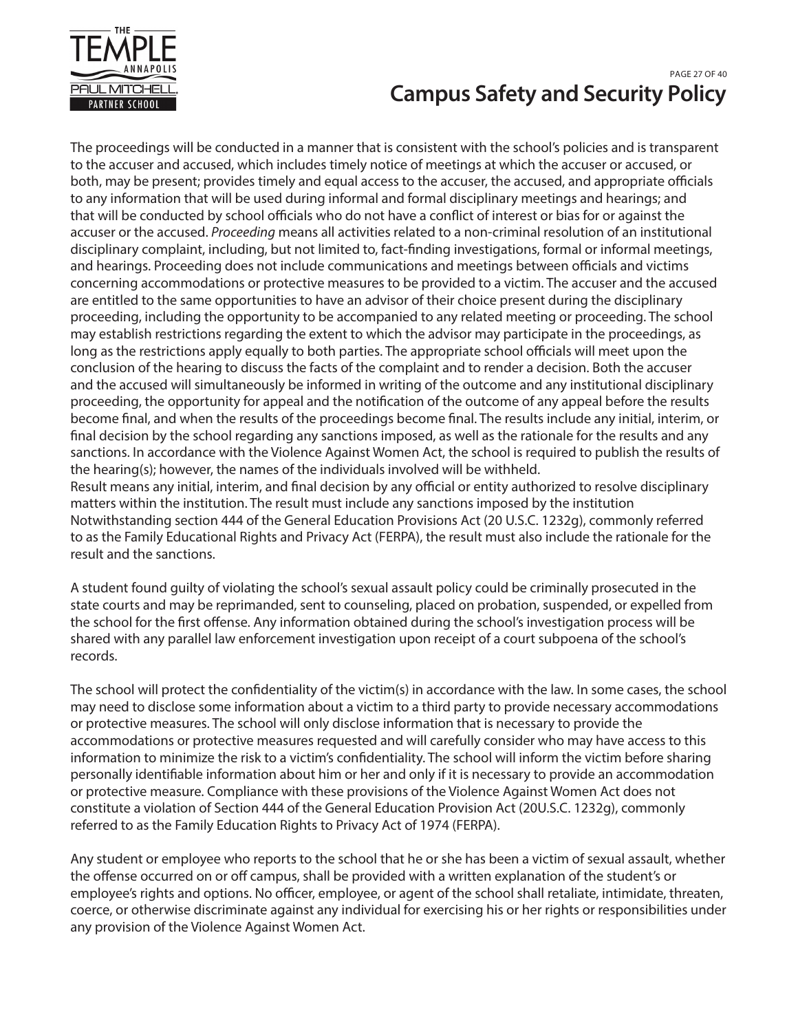The proceedings will be conducted in a manner that is consistent with the school's policies and is transparent to the accuser and accused, which includes timely notice of meetings at which the accuser or accused, or both, may be present; provides timely and equal access to the accuser, the accused, and appropriate officials to any information that will be used during informal and formal disciplinary meetings and hearings; and that will be conducted by school officials who do not have a conflict of interest or bias for or against the accuser or the accused. *Proceeding* means all activities related to a non-criminal resolution of an institutional disciplinary complaint, including, but not limited to, fact-finding investigations, formal or informal meetings, and hearings. Proceeding does not include communications and meetings between officials and victims concerning accommodations or protective measures to be provided to a victim. The accuser and the accused are entitled to the same opportunities to have an advisor of their choice present during the disciplinary proceeding, including the opportunity to be accompanied to any related meeting or proceeding. The school may establish restrictions regarding the extent to which the advisor may participate in the proceedings, as long as the restrictions apply equally to both parties. The appropriate school officials will meet upon the conclusion of the hearing to discuss the facts of the complaint and to render a decision. Both the accuser and the accused will simultaneously be informed in writing of the outcome and any institutional disciplinary proceeding, the opportunity for appeal and the notification of the outcome of any appeal before the results become final, and when the results of the proceedings become final. The results include any initial, interim, or final decision by the school regarding any sanctions imposed, as well as the rationale for the results and any sanctions. In accordance with the Violence Against Women Act, the school is required to publish the results of the hearing(s); however, the names of the individuals involved will be withheld.
Result means any initial, interim, and final decision by any official or entity authorized to resolve disciplinary matters within the institution. The result must include any sanctions imposed by the institution Notwithstanding section 444 of the General Education Provisions Act (20 U.S.C. 1232g), commonly referred to as the Family Educational Rights and Privacy Act (FERPA), the result must also include the rationale for the result and the sanctions.

A student found guilty of violating the school's sexual assault policy could be criminally prosecuted in the state courts and may be reprimanded, sent to counseling, placed on probation, suspended, or expelled from the school for the first offense. Any information obtained during the school's investigation process will be shared with any parallel law enforcement investigation upon receipt of a court subpoena of the school's records.

The school will protect the confidentiality of the victim(s) in accordance with the law. In some cases, the school may need to disclose some information about a victim to a third party to provide necessary accommodations or protective measures. The school will only disclose information that is necessary to provide the accommodations or protective measures requested and will carefully consider who may have access to this information to minimize the risk to a victim's confidentiality. The school will inform the victim before sharing personally identifiable information about him or her and only if it is necessary to provide an accommodation or protective measure. Compliance with these provisions of the Violence Against Women Act does not constitute a violation of Section 444 of the General Education Provision Act (20U.S.C. 1232g), commonly referred to as the Family Education Rights to Privacy Act of 1974 (FERPA).

Any student or employee who reports to the school that he or she has been a victim of sexual assault, whether the offense occurred on or off campus, shall be provided with a written explanation of the student's or employee's rights and options. No officer, employee, or agent of the school shall retaliate, intimidate, threaten, coerce, or otherwise discriminate against any individual for exercising his or her rights or responsibilities under any provision of the Violence Against Women Act.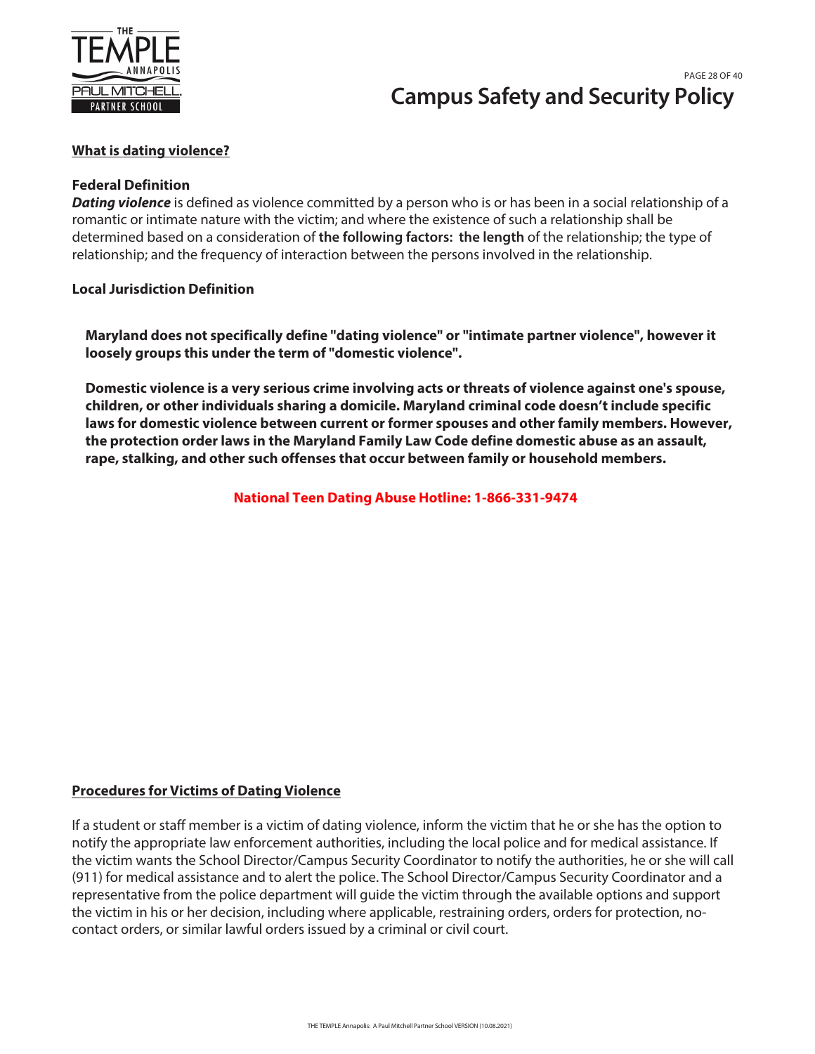## What is dating violence?

**Federal Definition**

***Dating violence*** is defined as violence committed by a person who is or has been in a social relationship of a romantic or intimate nature with the victim; and where the existence of such a relationship shall be determined based on a consideration of **the following factors: the length** of the relationship; the type of relationship; and the frequency of interaction between the persons involved in the relationship.

**Local Jurisdiction Definition**

**Maryland does not specifically define "dating violence" or "intimate partner violence", however it loosely groups this under the term of "domestic violence".**

**Domestic violence is a very serious crime involving acts or threats of violence against one's spouse, children, or other individuals sharing a domicile. Maryland criminal code doesn't include specific laws for domestic violence between current or former spouses and other family members. However, the protection order laws in the Maryland Family Law Code define domestic abuse as an assault, rape, stalking, and other such offenses that occur between family or household members.**

**National Teen Dating Abuse Hotline: 1-866-331-9474**

## Procedures for Victims of Dating Violence

If a student or staff member is a victim of dating violence, inform the victim that he or she has the option to notify the appropriate law enforcement authorities, including the local police and for medical assistance. If the victim wants the School Director/Campus Security Coordinator to notify the authorities, he or she will call (911) for medical assistance and to alert the police. The School Director/Campus Security Coordinator and a representative from the police department will guide the victim through the available options and support the victim in his or her decision, including where applicable, restraining orders, orders for protection, no-contact orders, or similar lawful orders issued by a criminal or civil court.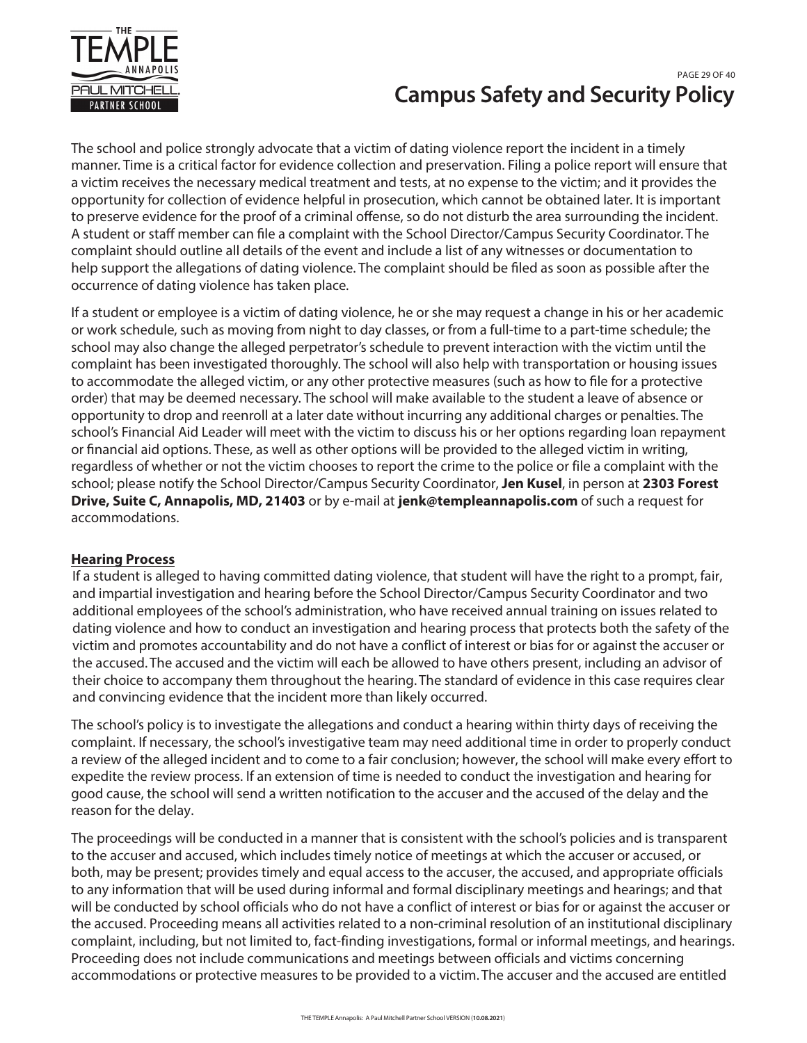The school and police strongly advocate that a victim of dating violence report the incident in a timely manner. Time is a critical factor for evidence collection and preservation. Filing a police report will ensure that a victim receives the necessary medical treatment and tests, at no expense to the victim; and it provides the opportunity for collection of evidence helpful in prosecution, which cannot be obtained later. It is important to preserve evidence for the proof of a criminal offense, so do not disturb the area surrounding the incident. A student or staff member can file a complaint with the School Director/Campus Security Coordinator. The complaint should outline all details of the event and include a list of any witnesses or documentation to help support the allegations of dating violence. The complaint should be filed as soon as possible after the occurrence of dating violence has taken place.

If a student or employee is a victim of dating violence, he or she may request a change in his or her academic or work schedule, such as moving from night to day classes, or from a full-time to a part-time schedule; the school may also change the alleged perpetrator's schedule to prevent interaction with the victim until the complaint has been investigated thoroughly. The school will also help with transportation or housing issues to accommodate the alleged victim, or any other protective measures (such as how to file for a protective order) that may be deemed necessary. The school will make available to the student a leave of absence or opportunity to drop and reenroll at a later date without incurring any additional charges or penalties. The school's Financial Aid Leader will meet with the victim to discuss his or her options regarding loan repayment or financial aid options. These, as well as other options will be provided to the alleged victim in writing, regardless of whether or not the victim chooses to report the crime to the police or file a complaint with the school; please notify the School Director/Campus Security Coordinator, **Jen Kusel**, in person at **2303 Forest Drive, Suite C, Annapolis, MD, 21403** or by e-mail at **jenk@templeannapolis.com** of such a request for accommodations.

**Hearing Process**

If a student is alleged to having committed dating violence, that student will have the right to a prompt, fair, and impartial investigation and hearing before the School Director/Campus Security Coordinator and two additional employees of the school's administration, who have received annual training on issues related to dating violence and how to conduct an investigation and hearing process that protects both the safety of the victim and promotes accountability and do not have a conflict of interest or bias for or against the accuser or the accused. The accused and the victim will each be allowed to have others present, including an advisor of their choice to accompany them throughout the hearing. The standard of evidence in this case requires clear and convincing evidence that the incident more than likely occurred.

The school's policy is to investigate the allegations and conduct a hearing within thirty days of receiving the complaint. If necessary, the school's investigative team may need additional time in order to properly conduct a review of the alleged incident and to come to a fair conclusion; however, the school will make every effort to expedite the review process. If an extension of time is needed to conduct the investigation and hearing for good cause, the school will send a written notification to the accuser and the accused of the delay and the reason for the delay.

The proceedings will be conducted in a manner that is consistent with the school's policies and is transparent to the accuser and accused, which includes timely notice of meetings at which the accuser or accused, or both, may be present; provides timely and equal access to the accuser, the accused, and appropriate officials to any information that will be used during informal and formal disciplinary meetings and hearings; and that will be conducted by school officials who do not have a conflict of interest or bias for or against the accuser or the accused. Proceeding means all activities related to a non-criminal resolution of an institutional disciplinary complaint, including, but not limited to, fact-finding investigations, formal or informal meetings, and hearings. Proceeding does not include communications and meetings between officials and victims concerning accommodations or protective measures to be provided to a victim. The accuser and the accused are entitled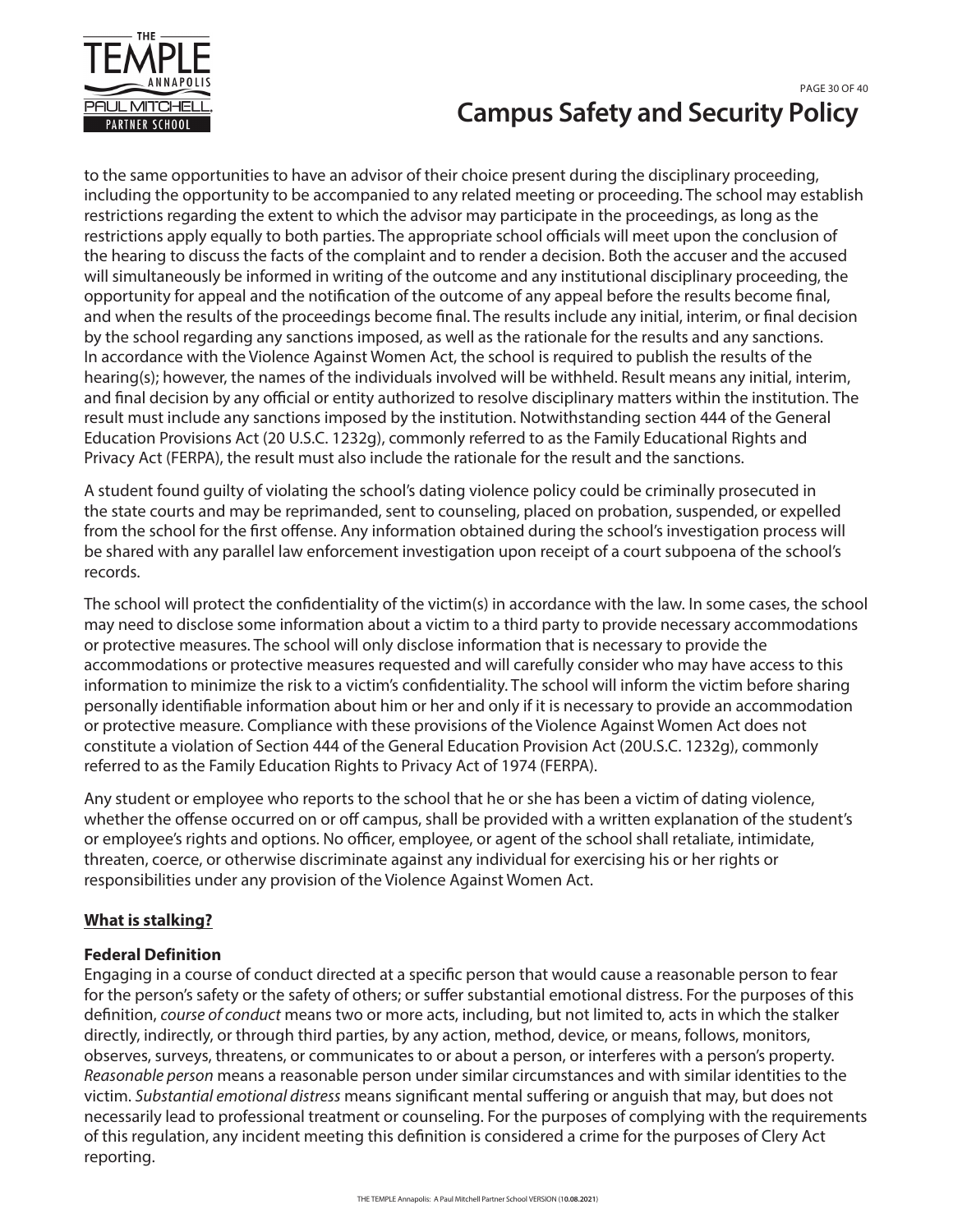to the same opportunities to have an advisor of their choice present during the disciplinary proceeding, including the opportunity to be accompanied to any related meeting or proceeding. The school may establish restrictions regarding the extent to which the advisor may participate in the proceedings, as long as the restrictions apply equally to both parties. The appropriate school officials will meet upon the conclusion of the hearing to discuss the facts of the complaint and to render a decision. Both the accuser and the accused will simultaneously be informed in writing of the outcome and any institutional disciplinary proceeding, the opportunity for appeal and the notification of the outcome of any appeal before the results become final, and when the results of the proceedings become final. The results include any initial, interim, or final decision by the school regarding any sanctions imposed, as well as the rationale for the results and any sanctions. In accordance with the Violence Against Women Act, the school is required to publish the results of the hearing(s); however, the names of the individuals involved will be withheld. Result means any initial, interim, and final decision by any official or entity authorized to resolve disciplinary matters within the institution. The result must include any sanctions imposed by the institution. Notwithstanding section 444 of the General Education Provisions Act (20 U.S.C. 1232g), commonly referred to as the Family Educational Rights and Privacy Act (FERPA), the result must also include the rationale for the result and the sanctions.

A student found guilty of violating the school's dating violence policy could be criminally prosecuted in the state courts and may be reprimanded, sent to counseling, placed on probation, suspended, or expelled from the school for the first offense. Any information obtained during the school's investigation process will be shared with any parallel law enforcement investigation upon receipt of a court subpoena of the school's records.

The school will protect the confidentiality of the victim(s) in accordance with the law. In some cases, the school may need to disclose some information about a victim to a third party to provide necessary accommodations or protective measures. The school will only disclose information that is necessary to provide the accommodations or protective measures requested and will carefully consider who may have access to this information to minimize the risk to a victim's confidentiality. The school will inform the victim before sharing personally identifiable information about him or her and only if it is necessary to provide an accommodation or protective measure. Compliance with these provisions of the Violence Against Women Act does not constitute a violation of Section 444 of the General Education Provision Act (20U.S.C. 1232g), commonly referred to as the Family Education Rights to Privacy Act of 1974 (FERPA).

Any student or employee who reports to the school that he or she has been a victim of dating violence, whether the offense occurred on or off campus, shall be provided with a written explanation of the student's or employee's rights and options. No officer, employee, or agent of the school shall retaliate, intimidate, threaten, coerce, or otherwise discriminate against any individual for exercising his or her rights or responsibilities under any provision of the Violence Against Women Act.

## What is stalking?

### Federal Definition

Engaging in a course of conduct directed at a specific person that would cause a reasonable person to fear for the person's safety or the safety of others; or suffer substantial emotional distress. For the purposes of this definition, *course of conduct* means two or more acts, including, but not limited to, acts in which the stalker directly, indirectly, or through third parties, by any action, method, device, or means, follows, monitors, observes, surveys, threatens, or communicates to or about a person, or interferes with a person's property. *Reasonable person* means a reasonable person under similar circumstances and with similar identities to the victim. *Substantial emotional distress* means significant mental suffering or anguish that may, but does not necessarily lead to professional treatment or counseling. For the purposes of complying with the requirements of this regulation, any incident meeting this definition is considered a crime for the purposes of Clery Act reporting.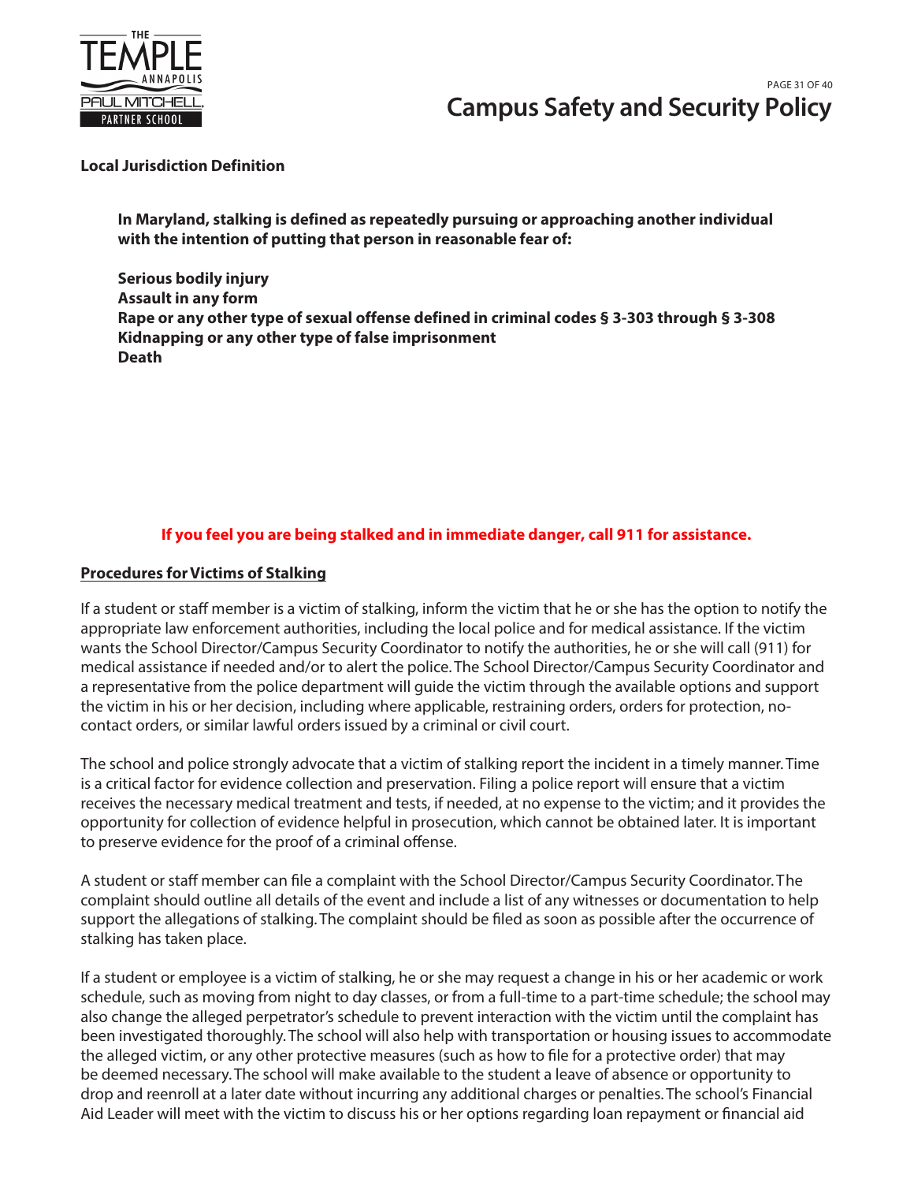**Local Jurisdiction Definition**

**In Maryland, stalking is defined as repeatedly pursuing or approaching another individual with the intention of putting that person in reasonable fear of:**

**Serious bodily injury**
**Assault in any form**
**Rape or any other type of sexual offense defined in criminal codes § 3-303 through § 3-308**
**Kidnapping or any other type of false imprisonment**
**Death**

**If you feel you are being stalked and in immediate danger, call 911 for assistance.**

**Procedures for Victims of Stalking**

If a student or staff member is a victim of stalking, inform the victim that he or she has the option to notify the appropriate law enforcement authorities, including the local police and for medical assistance. If the victim wants the School Director/Campus Security Coordinator to notify the authorities, he or she will call (911) for medical assistance if needed and/or to alert the police. The School Director/Campus Security Coordinator and a representative from the police department will guide the victim through the available options and support the victim in his or her decision, including where applicable, restraining orders, orders for protection, no-contact orders, or similar lawful orders issued by a criminal or civil court.

The school and police strongly advocate that a victim of stalking report the incident in a timely manner. Time is a critical factor for evidence collection and preservation. Filing a police report will ensure that a victim receives the necessary medical treatment and tests, if needed, at no expense to the victim; and it provides the opportunity for collection of evidence helpful in prosecution, which cannot be obtained later. It is important to preserve evidence for the proof of a criminal offense.

A student or staff member can file a complaint with the School Director/Campus Security Coordinator. The complaint should outline all details of the event and include a list of any witnesses or documentation to help support the allegations of stalking. The complaint should be filed as soon as possible after the occurrence of stalking has taken place.

If a student or employee is a victim of stalking, he or she may request a change in his or her academic or work schedule, such as moving from night to day classes, or from a full-time to a part-time schedule; the school may also change the alleged perpetrator's schedule to prevent interaction with the victim until the complaint has been investigated thoroughly. The school will also help with transportation or housing issues to accommodate the alleged victim, or any other protective measures (such as how to file for a protective order) that may be deemed necessary. The school will make available to the student a leave of absence or opportunity to drop and reenroll at a later date without incurring any additional charges or penalties. The school's Financial Aid Leader will meet with the victim to discuss his or her options regarding loan repayment or financial aid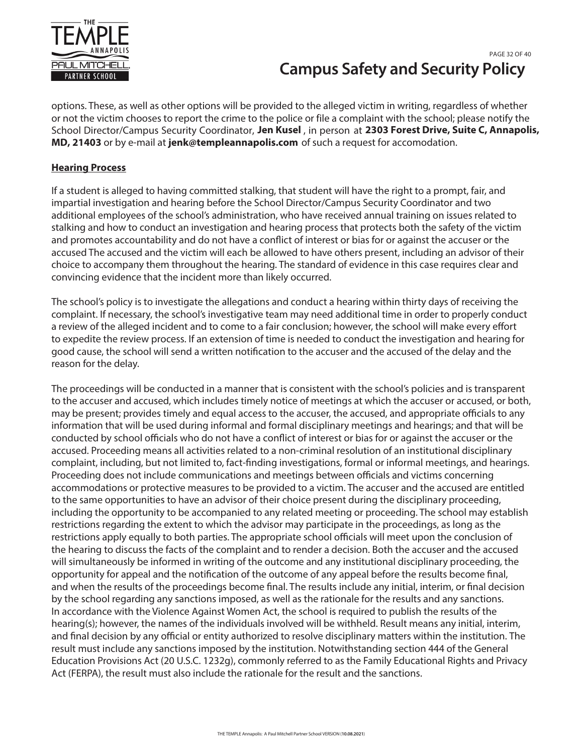options. These, as well as other options will be provided to the alleged victim in writing, regardless of whether or not the victim chooses to report the crime to the police or file a complaint with the school; please notify the School Director/Campus Security Coordinator, **Jen Kusel** , in person at **2303 Forest Drive, Suite C, Annapolis, MD, 21403** or by e-mail at **jenk@templeannapolis.com** of such a request for accomodation.

**Hearing Process**

If a student is alleged to having committed stalking, that student will have the right to a prompt, fair, and impartial investigation and hearing before the School Director/Campus Security Coordinator and two additional employees of the school's administration, who have received annual training on issues related to stalking and how to conduct an investigation and hearing process that protects both the safety of the victim and promotes accountability and do not have a conflict of interest or bias for or against the accuser or the accused The accused and the victim will each be allowed to have others present, including an advisor of their choice to accompany them throughout the hearing. The standard of evidence in this case requires clear and convincing evidence that the incident more than likely occurred.

The school's policy is to investigate the allegations and conduct a hearing within thirty days of receiving the complaint. If necessary, the school's investigative team may need additional time in order to properly conduct a review of the alleged incident and to come to a fair conclusion; however, the school will make every effort to expedite the review process. If an extension of time is needed to conduct the investigation and hearing for good cause, the school will send a written notification to the accuser and the accused of the delay and the reason for the delay.

The proceedings will be conducted in a manner that is consistent with the school's policies and is transparent to the accuser and accused, which includes timely notice of meetings at which the accuser or accused, or both, may be present; provides timely and equal access to the accuser, the accused, and appropriate officials to any information that will be used during informal and formal disciplinary meetings and hearings; and that will be conducted by school officials who do not have a conflict of interest or bias for or against the accuser or the accused. Proceeding means all activities related to a non-criminal resolution of an institutional disciplinary complaint, including, but not limited to, fact-finding investigations, formal or informal meetings, and hearings. Proceeding does not include communications and meetings between officials and victims concerning accommodations or protective measures to be provided to a victim. The accuser and the accused are entitled to the same opportunities to have an advisor of their choice present during the disciplinary proceeding, including the opportunity to be accompanied to any related meeting or proceeding. The school may establish restrictions regarding the extent to which the advisor may participate in the proceedings, as long as the restrictions apply equally to both parties. The appropriate school officials will meet upon the conclusion of the hearing to discuss the facts of the complaint and to render a decision. Both the accuser and the accused will simultaneously be informed in writing of the outcome and any institutional disciplinary proceeding, the opportunity for appeal and the notification of the outcome of any appeal before the results become final, and when the results of the proceedings become final. The results include any initial, interim, or final decision by the school regarding any sanctions imposed, as well as the rationale for the results and any sanctions. In accordance with the Violence Against Women Act, the school is required to publish the results of the hearing(s); however, the names of the individuals involved will be withheld. Result means any initial, interim, and final decision by any official or entity authorized to resolve disciplinary matters within the institution. The result must include any sanctions imposed by the institution. Notwithstanding section 444 of the General Education Provisions Act (20 U.S.C. 1232g), commonly referred to as the Family Educational Rights and Privacy Act (FERPA), the result must also include the rationale for the result and the sanctions.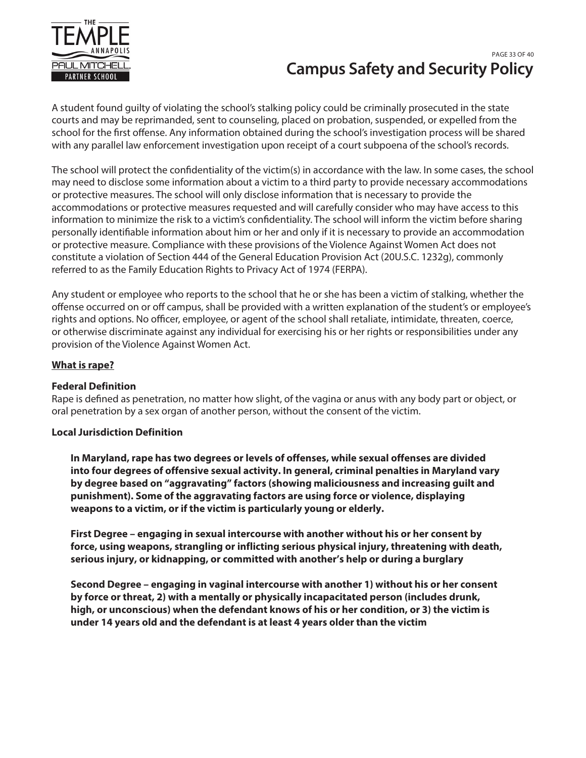A student found guilty of violating the school's stalking policy could be criminally prosecuted in the state courts and may be reprimanded, sent to counseling, placed on probation, suspended, or expelled from the school for the first offense. Any information obtained during the school's investigation process will be shared with any parallel law enforcement investigation upon receipt of a court subpoena of the school's records.

The school will protect the confidentiality of the victim(s) in accordance with the law. In some cases, the school may need to disclose some information about a victim to a third party to provide necessary accommodations or protective measures. The school will only disclose information that is necessary to provide the accommodations or protective measures requested and will carefully consider who may have access to this information to minimize the risk to a victim's confidentiality. The school will inform the victim before sharing personally identifiable information about him or her and only if it is necessary to provide an accommodation or protective measure. Compliance with these provisions of the Violence Against Women Act does not constitute a violation of Section 444 of the General Education Provision Act (20U.S.C. 1232g), commonly referred to as the Family Education Rights to Privacy Act of 1974 (FERPA).

Any student or employee who reports to the school that he or she has been a victim of stalking, whether the offense occurred on or off campus, shall be provided with a written explanation of the student's or employee's rights and options. No officer, employee, or agent of the school shall retaliate, intimidate, threaten, coerce, or otherwise discriminate against any individual for exercising his or her rights or responsibilities under any provision of the Violence Against Women Act.

**What is rape?**

**Federal Definition**

Rape is defined as penetration, no matter how slight, of the vagina or anus with any body part or object, or oral penetration by a sex organ of another person, without the consent of the victim.

**Local Jurisdiction Definition**

**In Maryland, rape has two degrees or levels of offenses, while sexual offenses are divided into four degrees of offensive sexual activity. In general, criminal penalties in Maryland vary by degree based on "aggravating" factors (showing maliciousness and increasing guilt and punishment). Some of the aggravating factors are using force or violence, displaying weapons to a victim, or if the victim is particularly young or elderly.**

**First Degree – engaging in sexual intercourse with another without his or her consent by force, using weapons, strangling or inflicting serious physical injury, threatening with death, serious injury, or kidnapping, or committed with another's help or during a burglary**

**Second Degree – engaging in vaginal intercourse with another 1) without his or her consent by force or threat, 2) with a mentally or physically incapacitated person (includes drunk, high, or unconscious) when the defendant knows of his or her condition, or 3) the victim is under 14 years old and the defendant is at least 4 years older than the victim**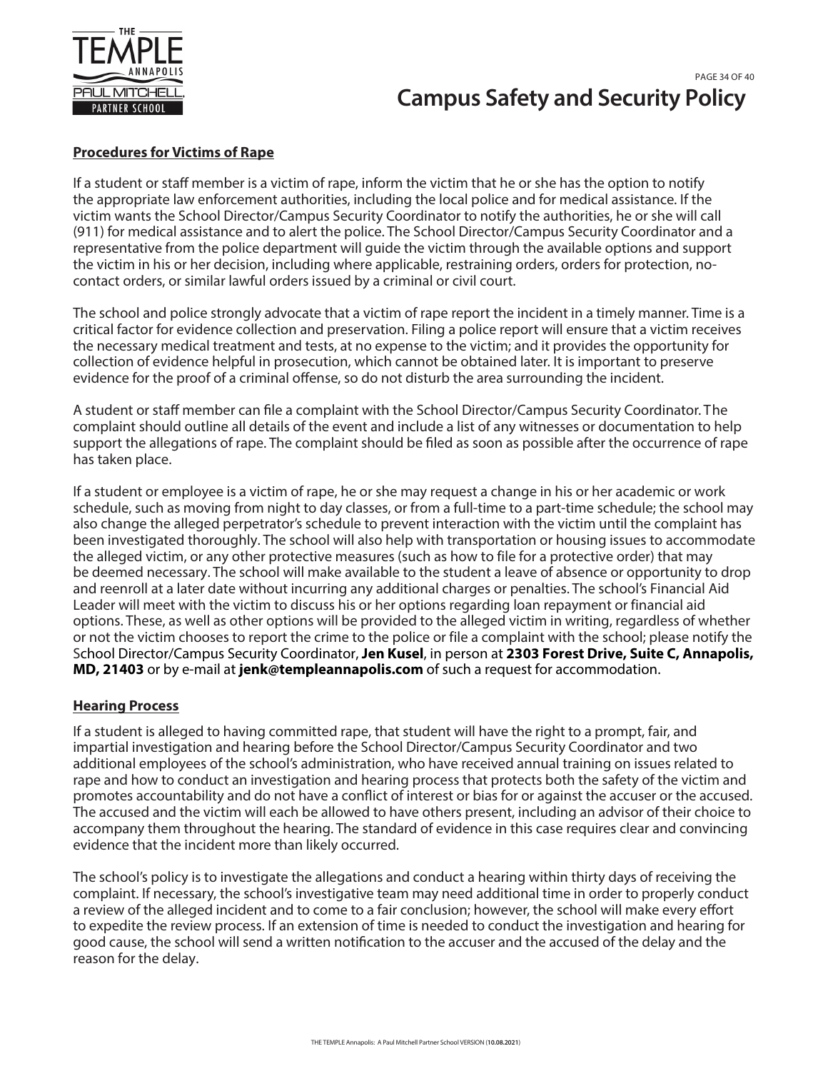**Procedures for Victims of Rape**

If a student or staff member is a victim of rape, inform the victim that he or she has the option to notify the appropriate law enforcement authorities, including the local police and for medical assistance. If the victim wants the School Director/Campus Security Coordinator to notify the authorities, he or she will call (911) for medical assistance and to alert the police. The School Director/Campus Security Coordinator and a representative from the police department will guide the victim through the available options and support the victim in his or her decision, including where applicable, restraining orders, orders for protection, no-contact orders, or similar lawful orders issued by a criminal or civil court.

The school and police strongly advocate that a victim of rape report the incident in a timely manner. Time is a critical factor for evidence collection and preservation. Filing a police report will ensure that a victim receives the necessary medical treatment and tests, at no expense to the victim; and it provides the opportunity for collection of evidence helpful in prosecution, which cannot be obtained later. It is important to preserve evidence for the proof of a criminal offense, so do not disturb the area surrounding the incident.

A student or staff member can file a complaint with the School Director/Campus Security Coordinator. The complaint should outline all details of the event and include a list of any witnesses or documentation to help support the allegations of rape. The complaint should be filed as soon as possible after the occurrence of rape has taken place.

If a student or employee is a victim of rape, he or she may request a change in his or her academic or work schedule, such as moving from night to day classes, or from a full-time to a part-time schedule; the school may also change the alleged perpetrator's schedule to prevent interaction with the victim until the complaint has been investigated thoroughly. The school will also help with transportation or housing issues to accommodate the alleged victim, or any other protective measures (such as how to file for a protective order) that may be deemed necessary. The school will make available to the student a leave of absence or opportunity to drop and reenroll at a later date without incurring any additional charges or penalties. The school's Financial Aid Leader will meet with the victim to discuss his or her options regarding loan repayment or financial aid options. These, as well as other options will be provided to the alleged victim in writing, regardless of whether or not the victim chooses to report the crime to the police or file a complaint with the school; please notify the School Director/Campus Security Coordinator, **Jen Kusel**, in person at **2303 Forest Drive, Suite C, Annapolis, MD, 21403** or by e-mail at **jenk@templeannapolis.com** of such a request for accommodation.

**Hearing Process**

If a student is alleged to having committed rape, that student will have the right to a prompt, fair, and impartial investigation and hearing before the School Director/Campus Security Coordinator and two additional employees of the school's administration, who have received annual training on issues related to rape and how to conduct an investigation and hearing process that protects both the safety of the victim and promotes accountability and do not have a conflict of interest or bias for or against the accuser or the accused. The accused and the victim will each be allowed to have others present, including an advisor of their choice to accompany them throughout the hearing. The standard of evidence in this case requires clear and convincing evidence that the incident more than likely occurred.

The school's policy is to investigate the allegations and conduct a hearing within thirty days of receiving the complaint. If necessary, the school's investigative team may need additional time in order to properly conduct a review of the alleged incident and to come to a fair conclusion; however, the school will make every effort to expedite the review process. If an extension of time is needed to conduct the investigation and hearing for good cause, the school will send a written notification to the accuser and the accused of the delay and the reason for the delay.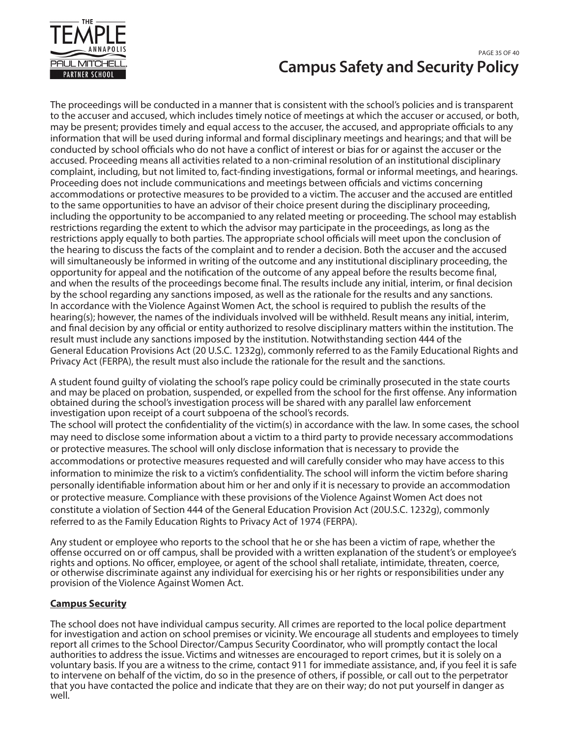The proceedings will be conducted in a manner that is consistent with the school's policies and is transparent to the accuser and accused, which includes timely notice of meetings at which the accuser or accused, or both, may be present; provides timely and equal access to the accuser, the accused, and appropriate officials to any information that will be used during informal and formal disciplinary meetings and hearings; and that will be conducted by school officials who do not have a conflict of interest or bias for or against the accuser or the accused. Proceeding means all activities related to a non-criminal resolution of an institutional disciplinary complaint, including, but not limited to, fact-finding investigations, formal or informal meetings, and hearings. Proceeding does not include communications and meetings between officials and victims concerning accommodations or protective measures to be provided to a victim. The accuser and the accused are entitled to the same opportunities to have an advisor of their choice present during the disciplinary proceeding, including the opportunity to be accompanied to any related meeting or proceeding. The school may establish restrictions regarding the extent to which the advisor may participate in the proceedings, as long as the restrictions apply equally to both parties. The appropriate school officials will meet upon the conclusion of the hearing to discuss the facts of the complaint and to render a decision. Both the accuser and the accused will simultaneously be informed in writing of the outcome and any institutional disciplinary proceeding, the opportunity for appeal and the notification of the outcome of any appeal before the results become final, and when the results of the proceedings become final. The results include any initial, interim, or final decision by the school regarding any sanctions imposed, as well as the rationale for the results and any sanctions. In accordance with the Violence Against Women Act, the school is required to publish the results of the hearing(s); however, the names of the individuals involved will be withheld. Result means any initial, interim, and final decision by any official or entity authorized to resolve disciplinary matters within the institution. The result must include any sanctions imposed by the institution. Notwithstanding section 444 of the General Education Provisions Act (20 U.S.C. 1232g), commonly referred to as the Family Educational Rights and Privacy Act (FERPA), the result must also include the rationale for the result and the sanctions.

A student found guilty of violating the school's rape policy could be criminally prosecuted in the state courts and may be placed on probation, suspended, or expelled from the school for the first offense. Any information obtained during the school's investigation process will be shared with any parallel law enforcement investigation upon receipt of a court subpoena of the school's records.
The school will protect the confidentiality of the victim(s) in accordance with the law. In some cases, the school may need to disclose some information about a victim to a third party to provide necessary accommodations or protective measures. The school will only disclose information that is necessary to provide the accommodations or protective measures requested and will carefully consider who may have access to this information to minimize the risk to a victim's confidentiality. The school will inform the victim before sharing personally identifiable information about him or her and only if it is necessary to provide an accommodation or protective measure. Compliance with these provisions of the Violence Against Women Act does not constitute a violation of Section 444 of the General Education Provision Act (20U.S.C. 1232g), commonly referred to as the Family Education Rights to Privacy Act of 1974 (FERPA).

Any student or employee who reports to the school that he or she has been a victim of rape, whether the offense occurred on or off campus, shall be provided with a written explanation of the student's or employee's rights and options. No officer, employee, or agent of the school shall retaliate, intimidate, threaten, coerce, or otherwise discriminate against any individual for exercising his or her rights or responsibilities under any provision of the Violence Against Women Act.

## Campus Security

The school does not have individual campus security. All crimes are reported to the local police department for investigation and action on school premises or vicinity. We encourage all students and employees to timely report all crimes to the School Director/Campus Security Coordinator, who will promptly contact the local authorities to address the issue. Victims and witnesses are encouraged to report crimes, but it is solely on a voluntary basis. If you are a witness to the crime, contact 911 for immediate assistance, and, if you feel it is safe to intervene on behalf of the victim, do so in the presence of others, if possible, or call out to the perpetrator that you have contacted the police and indicate that they are on their way; do not put yourself in danger as well.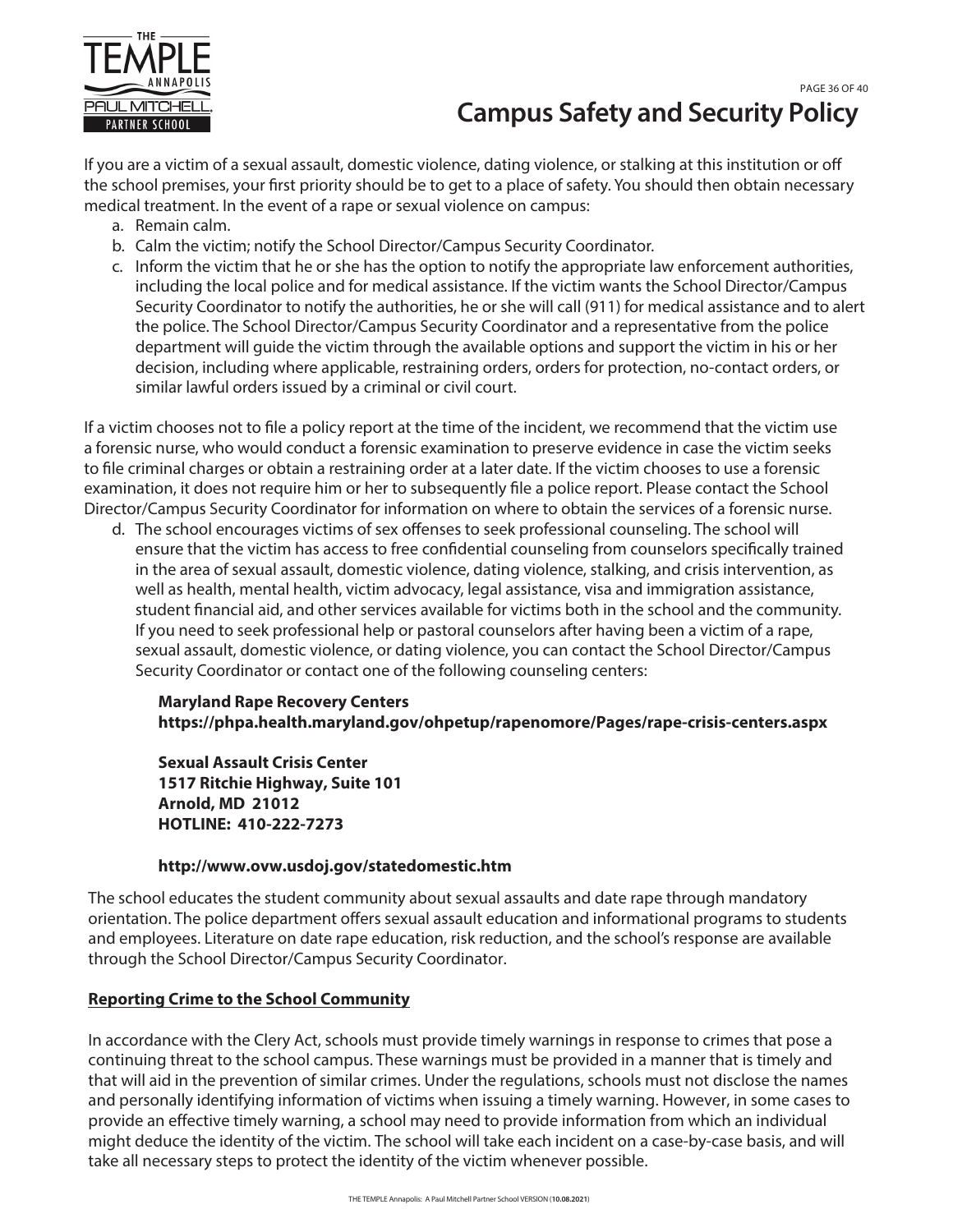If you are a victim of a sexual assault, domestic violence, dating violence, or stalking at this institution or off the school premises, your first priority should be to get to a place of safety. You should then obtain necessary medical treatment. In the event of a rape or sexual violence on campus:

a. Remain calm.
b. Calm the victim; notify the School Director/Campus Security Coordinator.
c. Inform the victim that he or she has the option to notify the appropriate law enforcement authorities, including the local police and for medical assistance. If the victim wants the School Director/Campus Security Coordinator to notify the authorities, he or she will call (911) for medical assistance and to alert the police. The School Director/Campus Security Coordinator and a representative from the police department will guide the victim through the available options and support the victim in his or her decision, including where applicable, restraining orders, orders for protection, no-contact orders, or similar lawful orders issued by a criminal or civil court.

If a victim chooses not to file a policy report at the time of the incident, we recommend that the victim use a forensic nurse, who would conduct a forensic examination to preserve evidence in case the victim seeks to file criminal charges or obtain a restraining order at a later date. If the victim chooses to use a forensic examination, it does not require him or her to subsequently file a police report. Please contact the School Director/Campus Security Coordinator for information on where to obtain the services of a forensic nurse.

d. The school encourages victims of sex offenses to seek professional counseling. The school will ensure that the victim has access to free confidential counseling from counselors specifically trained in the area of sexual assault, domestic violence, dating violence, stalking, and crisis intervention, as well as health, mental health, victim advocacy, legal assistance, visa and immigration assistance, student financial aid, and other services available for victims both in the school and the community. If you need to seek professional help or pastoral counselors after having been a victim of a rape, sexual assault, domestic violence, or dating violence, you can contact the School Director/Campus Security Coordinator or contact one of the following counseling centers:

   **Maryland Rape Recovery Centers**
   **https://phpa.health.maryland.gov/ohpetup/rapenomore/Pages/rape-crisis-centers.aspx**

   **Sexual Assault Crisis Center**
   **1517 Ritchie Highway, Suite 101**
   **Arnold, MD 21012**
   **HOTLINE: 410-222-7273**

   **http://www.ovw.usdoj.gov/statedomestic.htm**

The school educates the student community about sexual assaults and date rape through mandatory orientation. The police department offers sexual assault education and informational programs to students and employees. Literature on date rape education, risk reduction, and the school's response are available through the School Director/Campus Security Coordinator.

## Reporting Crime to the School Community

In accordance with the Clery Act, schools must provide timely warnings in response to crimes that pose a continuing threat to the school campus. These warnings must be provided in a manner that is timely and that will aid in the prevention of similar crimes. Under the regulations, schools must not disclose the names and personally identifying information of victims when issuing a timely warning. However, in some cases to provide an effective timely warning, a school may need to provide information from which an individual might deduce the identity of the victim. The school will take each incident on a case-by-case basis, and will take all necessary steps to protect the identity of the victim whenever possible.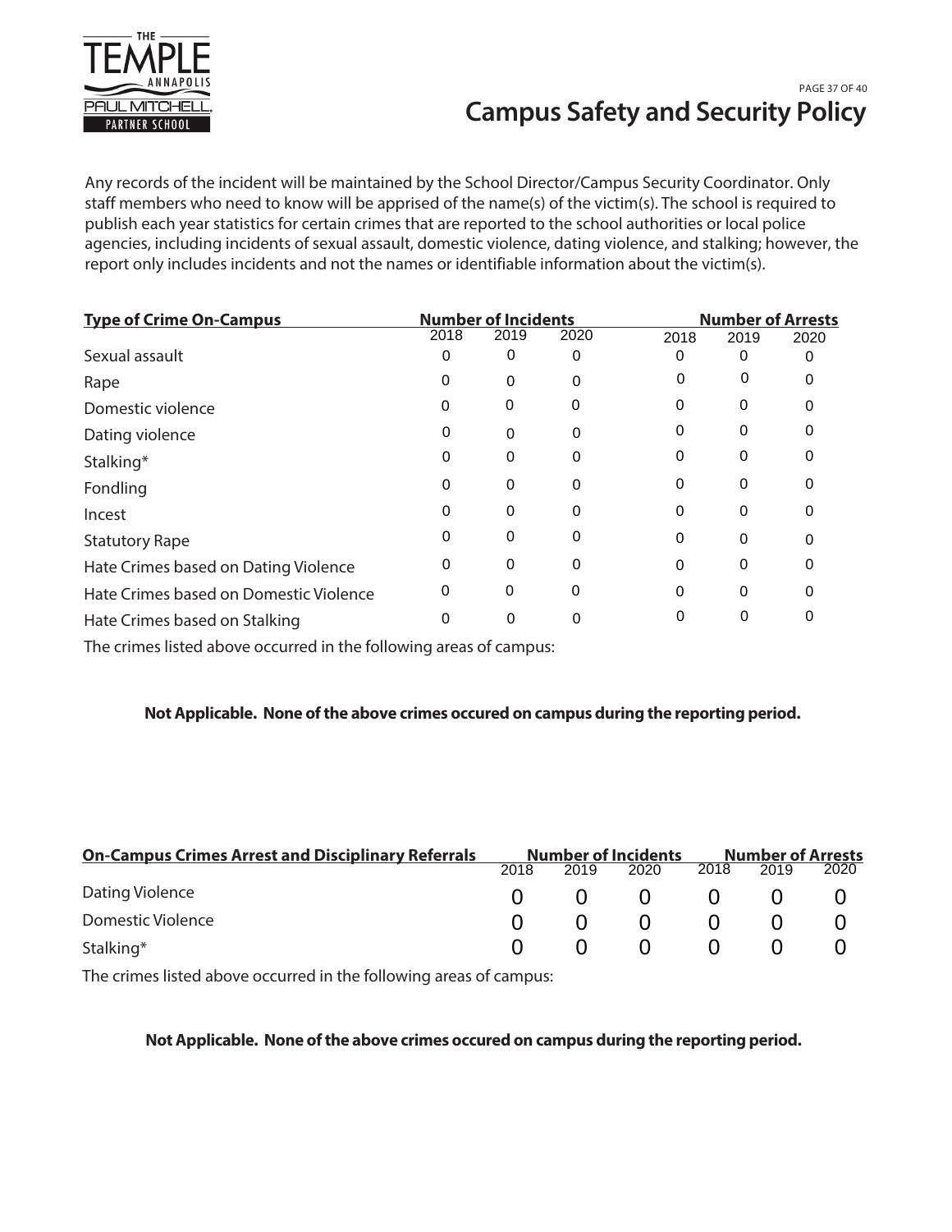Any records of the incident will be maintained by the School Director/Campus Security Coordinator. Only staff members who need to know will be apprised of the name(s) of the victim(s). The school is required to publish each year statistics for certain crimes that are reported to the school authorities or local police agencies, including incidents of sexual assault, domestic violence, dating violence, and stalking; however, the report only includes incidents and not the names or identifiable information about the victim(s).

| Type of Crime On-Campus | Number of Incidents | | | Number of Arrests | | |
|---|---|---|---|---|---|---|
| | 2018 | 2019 | 2020 | 2018 | 2019 | 2020 |
| Sexual assault | 0 | 0 | 0 | 0 | 0 | 0 |
| Rape | 0 | 0 | 0 | 0 | 0 | 0 |
| Domestic violence | 0 | 0 | 0 | 0 | 0 | 0 |
| Dating violence | 0 | 0 | 0 | 0 | 0 | 0 |
| Stalking* | 0 | 0 | 0 | 0 | 0 | 0 |
| Fondling | 0 | 0 | 0 | 0 | 0 | 0 |
| Incest | 0 | 0 | 0 | 0 | 0 | 0 |
| Statutory Rape | 0 | 0 | 0 | 0 | 0 | 0 |
| Hate Crimes based on Dating Violence | 0 | 0 | 0 | 0 | 0 | 0 |
| Hate Crimes based on Domestic Violence | 0 | 0 | 0 | 0 | 0 | 0 |
| Hate Crimes based on Stalking | 0 | 0 | 0 | 0 | 0 | 0 |

The crimes listed above occurred in the following areas of campus:

**Not Applicable. None of the above crimes occured on campus during the reporting period.**

| On-Campus Crimes Arrest and Disciplinary Referrals | Number of Incidents | | | Number of Arrests | | |
|---|---|---|---|---|---|---|
| | 2018 | 2019 | 2020 | 2018 | 2019 | 2020 |
| Dating Violence | 0 | 0 | 0 | 0 | 0 | 0 |
| Domestic Violence | 0 | 0 | 0 | 0 | 0 | 0 |
| Stalking* | 0 | 0 | 0 | 0 | 0 | 0 |

The crimes listed above occurred in the following areas of campus:

**Not Applicable. None of the above crimes occured on campus during the reporting period.**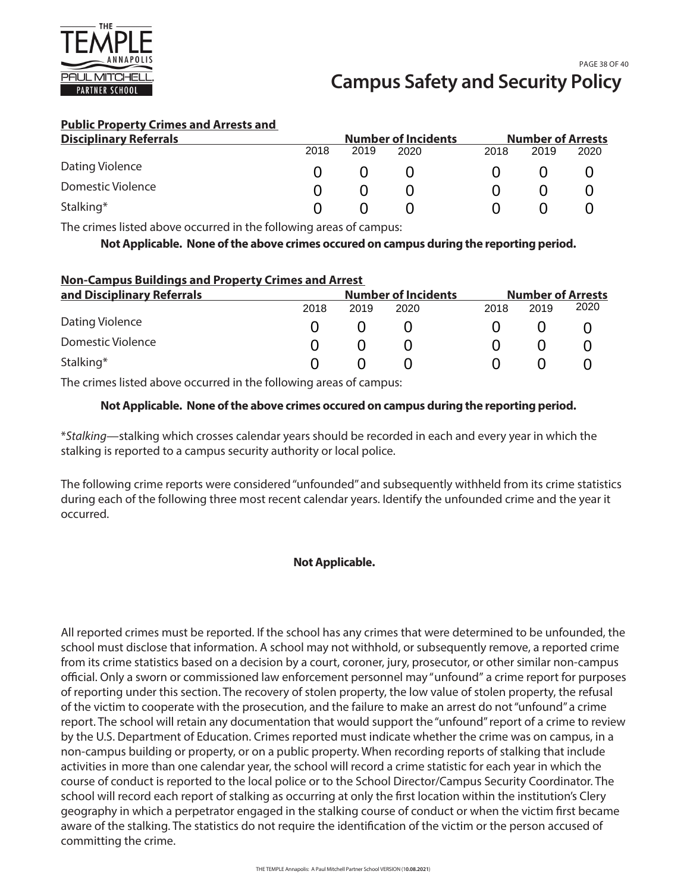| Public Property Crimes and Arrests and Disciplinary Referrals | Number of Incidents | | | Number of Arrests | | |
|---|---|---|---|---|---|---|
| | 2018 | 2019 | 2020 | 2018 | 2019 | 2020 |
| Dating Violence | 0 | 0 | 0 | 0 | 0 | 0 |
| Domestic Violence | 0 | 0 | 0 | 0 | 0 | 0 |
| Stalking* | 0 | 0 | 0 | 0 | 0 | 0 |

The crimes listed above occurred in the following areas of campus:

**Not Applicable. None of the above crimes occured on campus during the reporting period.**

| Non-Campus Buildings and Property Crimes and Arrest and Disciplinary Referrals | Number of Incidents | | | Number of Arrests | | |
|---|---|---|---|---|---|---|
| | 2018 | 2019 | 2020 | 2018 | 2019 | 2020 |
| Dating Violence | 0 | 0 | 0 | 0 | 0 | 0 |
| Domestic Violence | 0 | 0 | 0 | 0 | 0 | 0 |
| Stalking* | 0 | 0 | 0 | 0 | 0 | 0 |

The crimes listed above occurred in the following areas of campus:

**Not Applicable. None of the above crimes occured on campus during the reporting period.**

**Stalking*—stalking which crosses calendar years should be recorded in each and every year in which the stalking is reported to a campus security authority or local police.

The following crime reports were considered "unfounded" and subsequently withheld from its crime statistics during each of the following three most recent calendar years. Identify the unfounded crime and the year it occurred.

**Not Applicable.**

All reported crimes must be reported. If the school has any crimes that were determined to be unfounded, the school must disclose that information. A school may not withhold, or subsequently remove, a reported crime from its crime statistics based on a decision by a court, coroner, jury, prosecutor, or other similar non-campus official. Only a sworn or commissioned law enforcement personnel may "unfound" a crime report for purposes of reporting under this section. The recovery of stolen property, the low value of stolen property, the refusal of the victim to cooperate with the prosecution, and the failure to make an arrest do not "unfound" a crime report. The school will retain any documentation that would support the "unfound" report of a crime to review by the U.S. Department of Education. Crimes reported must indicate whether the crime was on campus, in a non-campus building or property, or on a public property. When recording reports of stalking that include activities in more than one calendar year, the school will record a crime statistic for each year in which the course of conduct is reported to the local police or to the School Director/Campus Security Coordinator. The school will record each report of stalking as occurring at only the first location within the institution's Clery geography in which a perpetrator engaged in the stalking course of conduct or when the victim first became aware of the stalking. The statistics do not require the identification of the victim or the person accused of committing the crime.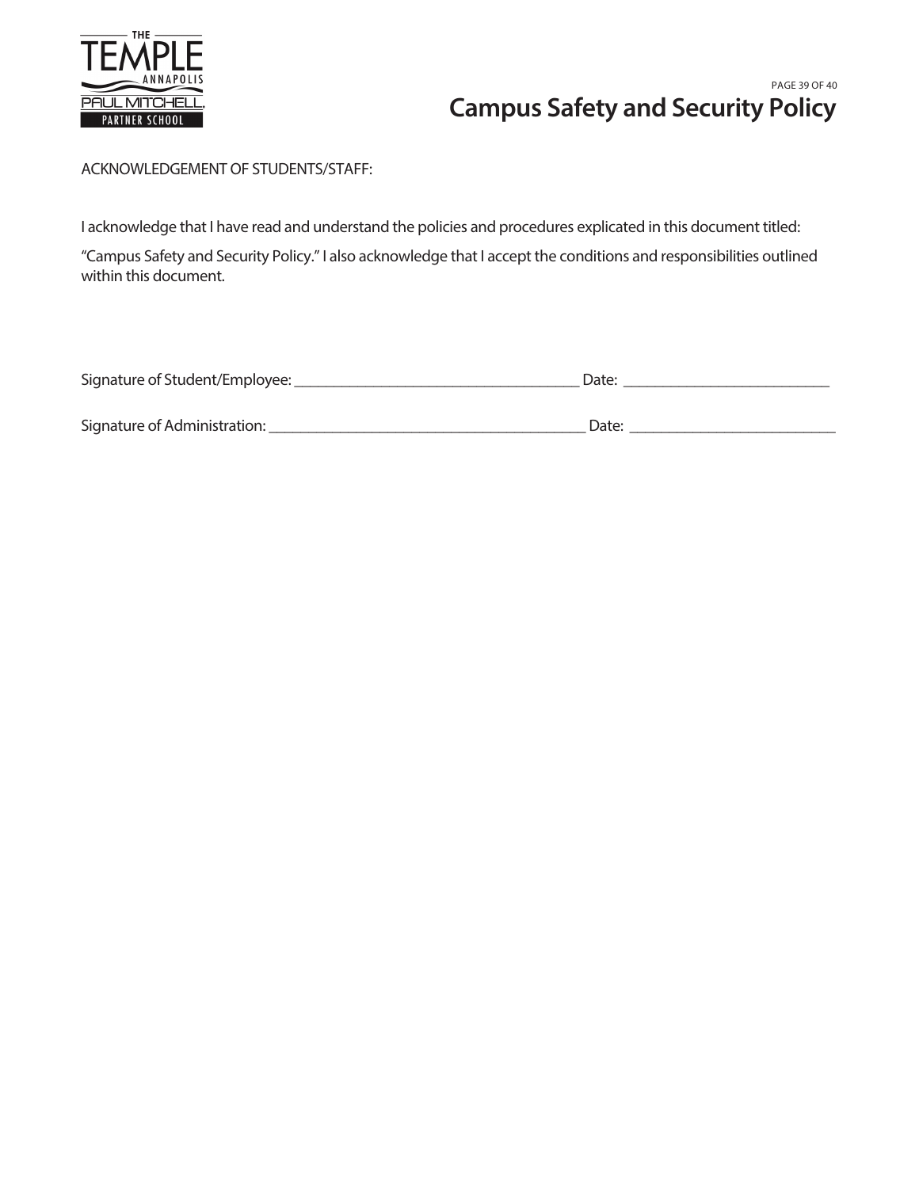ACKNOWLEDGEMENT OF STUDENTS/STAFF:

I acknowledge that I have read and understand the policies and procedures explicated in this document titled:

“Campus Safety and Security Policy.” I also acknowledge that I accept the conditions and responsibilities outlined within this document.

Signature of Student/Employee: ____________________________________ Date: __________________________

Signature of Administration: ________________________________________ Date: __________________________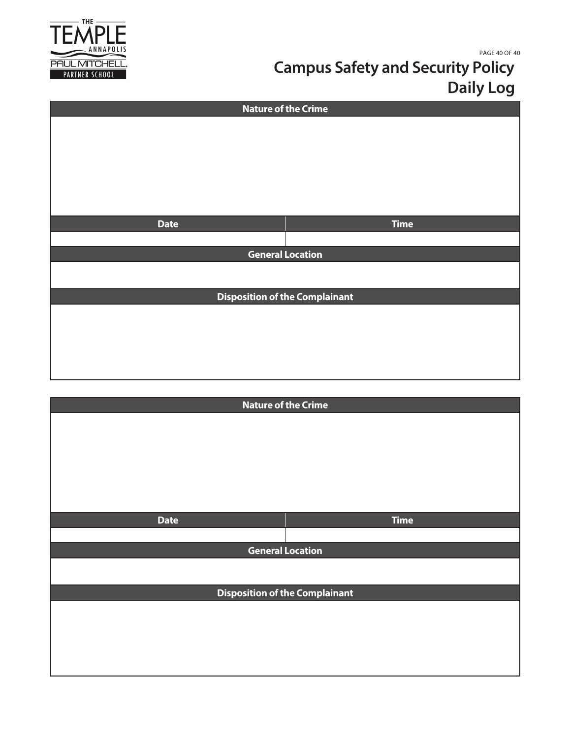# Campus Safety and Security Policy

## Daily Log

| Nature of the Crime | |
|---|---|
| | |
| **Date** | **Time** |
| | |
| **General Location** | |
| | |
| **Disposition of the Complainant** | |
| | |

| Nature of the Crime | |
|---|---|
| | |
| **Date** | **Time** |
| | |
| **General Location** | |
| | |
| **Disposition of the Complainant** | |
| | |